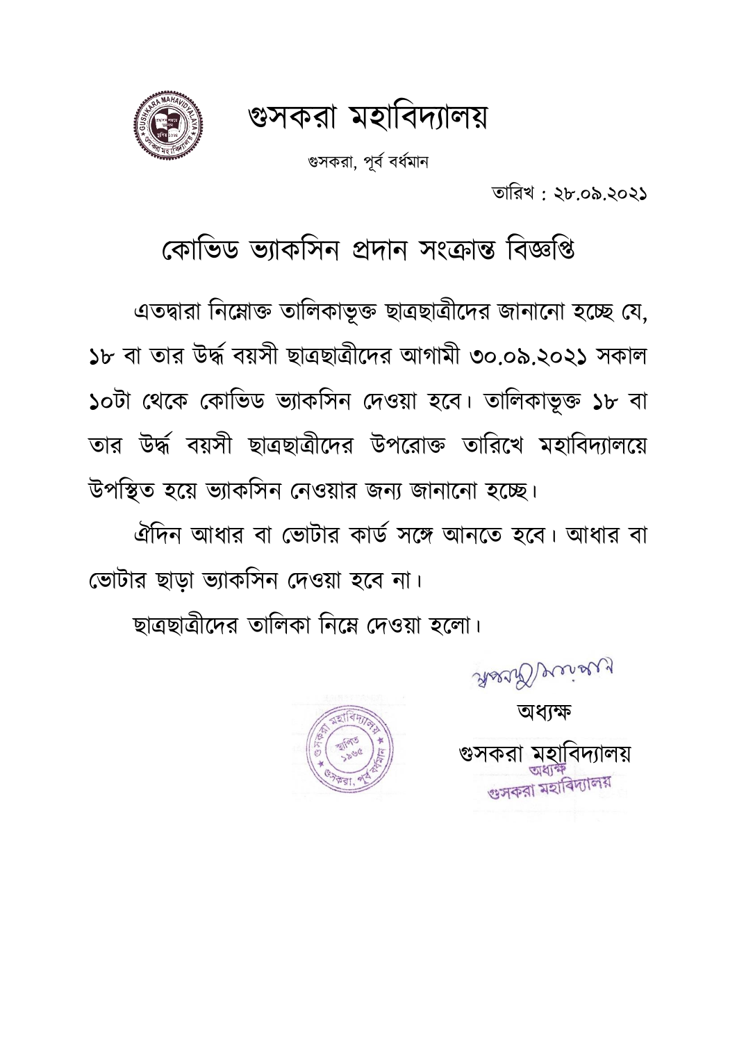# গুসকরা মহাবিদ্যালয়

গুসকরা, পূর্ব বর্ধমান

তারিখ : ২৮.০৯.২০২১

## কোভিড ভ্যাকসিন প্রদান সংক্রান্ত বিজ্ঞপ্তি

এতদ্বারা নিম্নোক্ত তালিকাভূক্ত ছাত্রছাত্রীদের জানানো হচ্ছে যে, ১৮ বা তার উর্দ্ধ বয়সী ছাত্রছাত্রীদের আগামী ৩০.০৯.২০২১ সকাল ১০টা থেকে কোভিড ভ্যাকসিন দেওয়া হবে। তালিকাভূক্ত ১৮ বা তার উর্দ্ধ বয়সী ছাত্রছাত্রীদের উপরোক্ত তারিখে মহাবিদ্যালয়ে উপস্থিত হয়ে ভ্যাকসিন নেওয়ার জন্য জানানো হচ্ছে।

ঐদিন আধার বা ভোটার কার্ড সঙ্গে আনতে হবে। আধার বা ভোটার ছাড়া ভ্যাকসিন দেওয়া হবে না।

ছাত্রছাত্রীদের তালিকা নিম্নে দেওয়া হলো।

অধ্যক্ষ

গুসকরা মহাবিদ্যালয়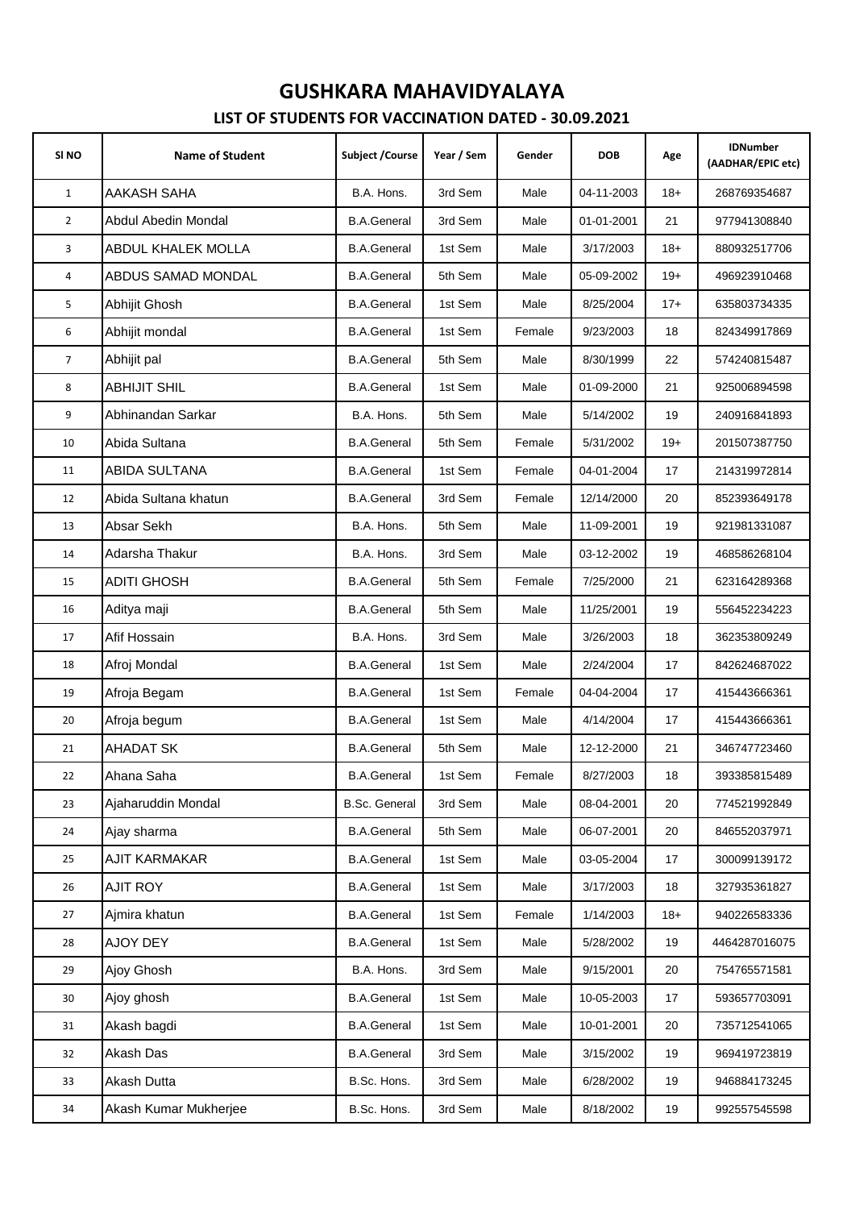# GUSHKARA MAHAVIDYALAYA

## LIST OF STUDENTS FOR VACCINATION DATED - 30.09.2021

| Sl NO | Name of Student | Subject /Course | Year / Sem | Gender | DOB | Age | IDNumber (AADHAR/EPIC etc) |
|---|---|---|---|---|---|---|---|
| 1 | AAKASH SAHA | B.A. Hons. | 3rd Sem | Male | 04-11-2003 | 18+ | 268769354687 |
| 2 | Abdul Abedin Mondal | B.A.General | 3rd Sem | Male | 01-01-2001 | 21 | 977941308840 |
| 3 | ABDUL KHALEK MOLLA | B.A.General | 1st Sem | Male | 3/17/2003 | 18+ | 880932517706 |
| 4 | ABDUS SAMAD MONDAL | B.A.General | 5th Sem | Male | 05-09-2002 | 19+ | 496923910468 |
| 5 | Abhijit Ghosh | B.A.General | 1st Sem | Male | 8/25/2004 | 17+ | 635803734335 |
| 6 | Abhijit mondal | B.A.General | 1st Sem | Female | 9/23/2003 | 18 | 824349917869 |
| 7 | Abhijit pal | B.A.General | 5th Sem | Male | 8/30/1999 | 22 | 574240815487 |
| 8 | ABHIJIT SHIL | B.A.General | 1st Sem | Male | 01-09-2000 | 21 | 925006894598 |
| 9 | Abhinandan Sarkar | B.A. Hons. | 5th Sem | Male | 5/14/2002 | 19 | 240916841893 |
| 10 | Abida Sultana | B.A.General | 5th Sem | Female | 5/31/2002 | 19+ | 201507387750 |
| 11 | ABIDA SULTANA | B.A.General | 1st Sem | Female | 04-01-2004 | 17 | 214319972814 |
| 12 | Abida Sultana khatun | B.A.General | 3rd Sem | Female | 12/14/2000 | 20 | 852393649178 |
| 13 | Absar Sekh | B.A. Hons. | 5th Sem | Male | 11-09-2001 | 19 | 921981331087 |
| 14 | Adarsha Thakur | B.A. Hons. | 3rd Sem | Male | 03-12-2002 | 19 | 468586268104 |
| 15 | ADITI GHOSH | B.A.General | 5th Sem | Female | 7/25/2000 | 21 | 623164289368 |
| 16 | Aditya maji | B.A.General | 5th Sem | Male | 11/25/2001 | 19 | 556452234223 |
| 17 | Afif Hossain | B.A. Hons. | 3rd Sem | Male | 3/26/2003 | 18 | 362353809249 |
| 18 | Afroj Mondal | B.A.General | 1st Sem | Male | 2/24/2004 | 17 | 842624687022 |
| 19 | Afroja Begam | B.A.General | 1st Sem | Female | 04-04-2004 | 17 | 415443666361 |
| 20 | Afroja begum | B.A.General | 1st Sem | Male | 4/14/2004 | 17 | 415443666361 |
| 21 | AHADAT SK | B.A.General | 5th Sem | Male | 12-12-2000 | 21 | 346747723460 |
| 22 | Ahana Saha | B.A.General | 1st Sem | Female | 8/27/2003 | 18 | 393385815489 |
| 23 | Ajaharuddin Mondal | B.Sc. General | 3rd Sem | Male | 08-04-2001 | 20 | 774521992849 |
| 24 | Ajay sharma | B.A.General | 5th Sem | Male | 06-07-2001 | 20 | 846552037971 |
| 25 | AJIT KARMAKAR | B.A.General | 1st Sem | Male | 03-05-2004 | 17 | 300099139172 |
| 26 | AJIT ROY | B.A.General | 1st Sem | Male | 3/17/2003 | 18 | 327935361827 |
| 27 | Ajmira khatun | B.A.General | 1st Sem | Female | 1/14/2003 | 18+ | 940226583336 |
| 28 | AJOY DEY | B.A.General | 1st Sem | Male | 5/28/2002 | 19 | 4464287016075 |
| 29 | Ajoy Ghosh | B.A. Hons. | 3rd Sem | Male | 9/15/2001 | 20 | 754765571581 |
| 30 | Ajoy ghosh | B.A.General | 1st Sem | Male | 10-05-2003 | 17 | 593657703091 |
| 31 | Akash bagdi | B.A.General | 1st Sem | Male | 10-01-2001 | 20 | 735712541065 |
| 32 | Akash Das | B.A.General | 3rd Sem | Male | 3/15/2002 | 19 | 969419723819 |
| 33 | Akash Dutta | B.Sc. Hons. | 3rd Sem | Male | 6/28/2002 | 19 | 946884173245 |
| 34 | Akash Kumar Mukherjee | B.Sc. Hons. | 3rd Sem | Male | 8/18/2002 | 19 | 992557545598 |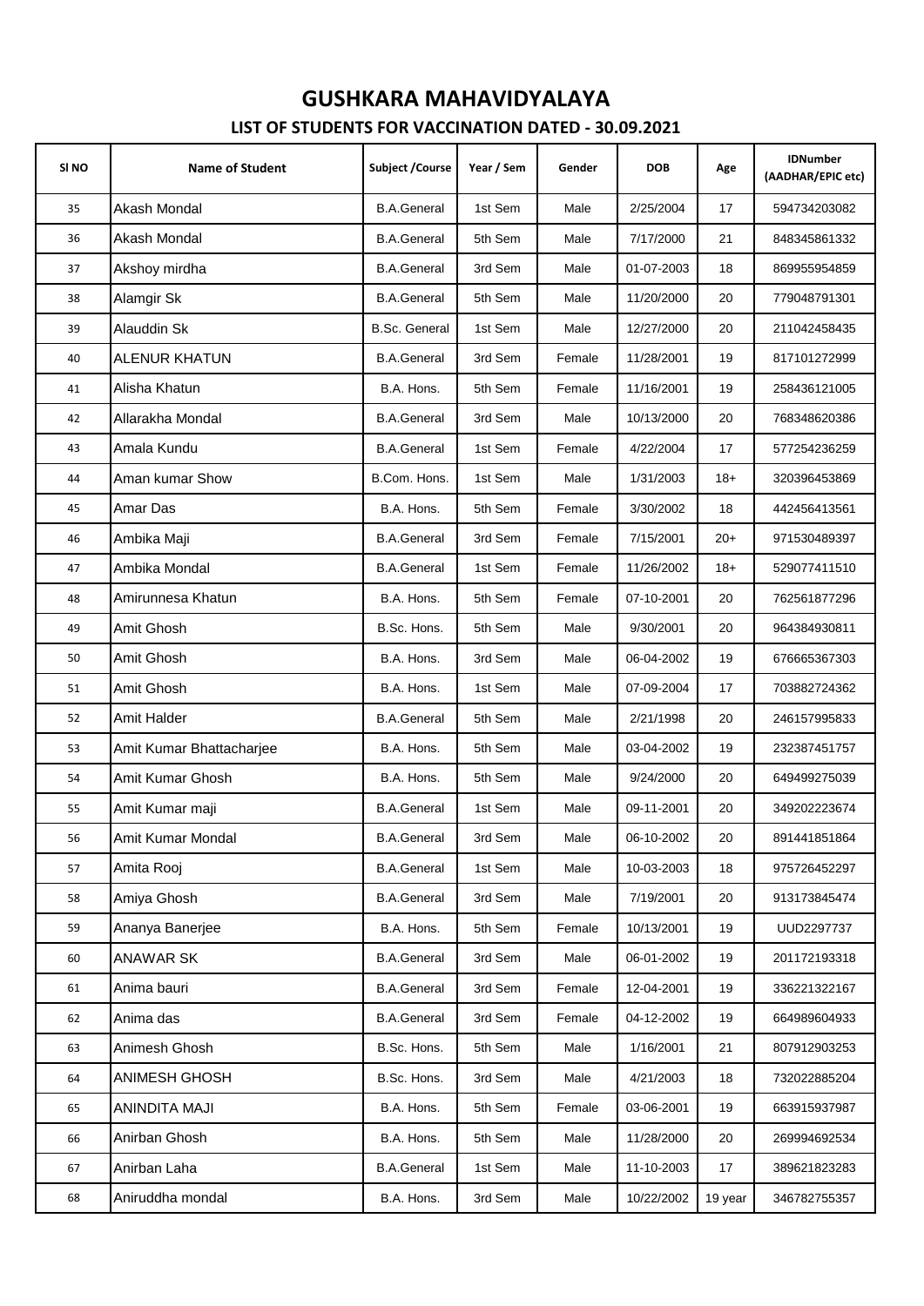# GUSHKARA MAHAVIDYALAYA

## LIST OF STUDENTS FOR VACCINATION DATED - 30.09.2021

| Sl NO | Name of Student | Subject /Course | Year / Sem | Gender | DOB | Age | IDNumber (AADHAR/EPIC etc) |
|---|---|---|---|---|---|---|---|
| 35 | Akash Mondal | B.A.General | 1st Sem | Male | 2/25/2004 | 17 | 594734203082 |
| 36 | Akash Mondal | B.A.General | 5th Sem | Male | 7/17/2000 | 21 | 848345861332 |
| 37 | Akshoy mirdha | B.A.General | 3rd Sem | Male | 01-07-2003 | 18 | 869955954859 |
| 38 | Alamgir Sk | B.A.General | 5th Sem | Male | 11/20/2000 | 20 | 779048791301 |
| 39 | Alauddin Sk | B.Sc. General | 1st Sem | Male | 12/27/2000 | 20 | 211042458435 |
| 40 | ALENUR KHATUN | B.A.General | 3rd Sem | Female | 11/28/2001 | 19 | 817101272999 |
| 41 | Alisha Khatun | B.A. Hons. | 5th Sem | Female | 11/16/2001 | 19 | 258436121005 |
| 42 | Allarakha Mondal | B.A.General | 3rd Sem | Male | 10/13/2000 | 20 | 768348620386 |
| 43 | Amala Kundu | B.A.General | 1st Sem | Female | 4/22/2004 | 17 | 577254236259 |
| 44 | Aman kumar Show | B.Com. Hons. | 1st Sem | Male | 1/31/2003 | 18+ | 320396453869 |
| 45 | Amar Das | B.A. Hons. | 5th Sem | Female | 3/30/2002 | 18 | 442456413561 |
| 46 | Ambika Maji | B.A.General | 3rd Sem | Female | 7/15/2001 | 20+ | 971530489397 |
| 47 | Ambika Mondal | B.A.General | 1st Sem | Female | 11/26/2002 | 18+ | 529077411510 |
| 48 | Amirunnesa Khatun | B.A. Hons. | 5th Sem | Female | 07-10-2001 | 20 | 762561877296 |
| 49 | Amit Ghosh | B.Sc. Hons. | 5th Sem | Male | 9/30/2001 | 20 | 964384930811 |
| 50 | Amit Ghosh | B.A. Hons. | 3rd Sem | Male | 06-04-2002 | 19 | 676665367303 |
| 51 | Amit Ghosh | B.A. Hons. | 1st Sem | Male | 07-09-2004 | 17 | 703882724362 |
| 52 | Amit Halder | B.A.General | 5th Sem | Male | 2/21/1998 | 20 | 246157995833 |
| 53 | Amit Kumar Bhattacharjee | B.A. Hons. | 5th Sem | Male | 03-04-2002 | 19 | 232387451757 |
| 54 | Amit Kumar Ghosh | B.A. Hons. | 5th Sem | Male | 9/24/2000 | 20 | 649499275039 |
| 55 | Amit Kumar maji | B.A.General | 1st Sem | Male | 09-11-2001 | 20 | 349202223674 |
| 56 | Amit Kumar Mondal | B.A.General | 3rd Sem | Male | 06-10-2002 | 20 | 891441851864 |
| 57 | Amita Rooj | B.A.General | 1st Sem | Male | 10-03-2003 | 18 | 975726452297 |
| 58 | Amiya Ghosh | B.A.General | 3rd Sem | Male | 7/19/2001 | 20 | 913173845474 |
| 59 | Ananya Banerjee | B.A. Hons. | 5th Sem | Female | 10/13/2001 | 19 | UUD2297737 |
| 60 | ANAWAR SK | B.A.General | 3rd Sem | Male | 06-01-2002 | 19 | 201172193318 |
| 61 | Anima bauri | B.A.General | 3rd Sem | Female | 12-04-2001 | 19 | 336221322167 |
| 62 | Anima das | B.A.General | 3rd Sem | Female | 04-12-2002 | 19 | 664989604933 |
| 63 | Animesh Ghosh | B.Sc. Hons. | 5th Sem | Male | 1/16/2001 | 21 | 807912903253 |
| 64 | ANIMESH GHOSH | B.Sc. Hons. | 3rd Sem | Male | 4/21/2003 | 18 | 732022885204 |
| 65 | ANINDITA MAJI | B.A. Hons. | 5th Sem | Female | 03-06-2001 | 19 | 663915937987 |
| 66 | Anirban Ghosh | B.A. Hons. | 5th Sem | Male | 11/28/2000 | 20 | 269994692534 |
| 67 | Anirban Laha | B.A.General | 1st Sem | Male | 11-10-2003 | 17 | 389621823283 |
| 68 | Aniruddha mondal | B.A. Hons. | 3rd Sem | Male | 10/22/2002 | 19 year | 346782755357 |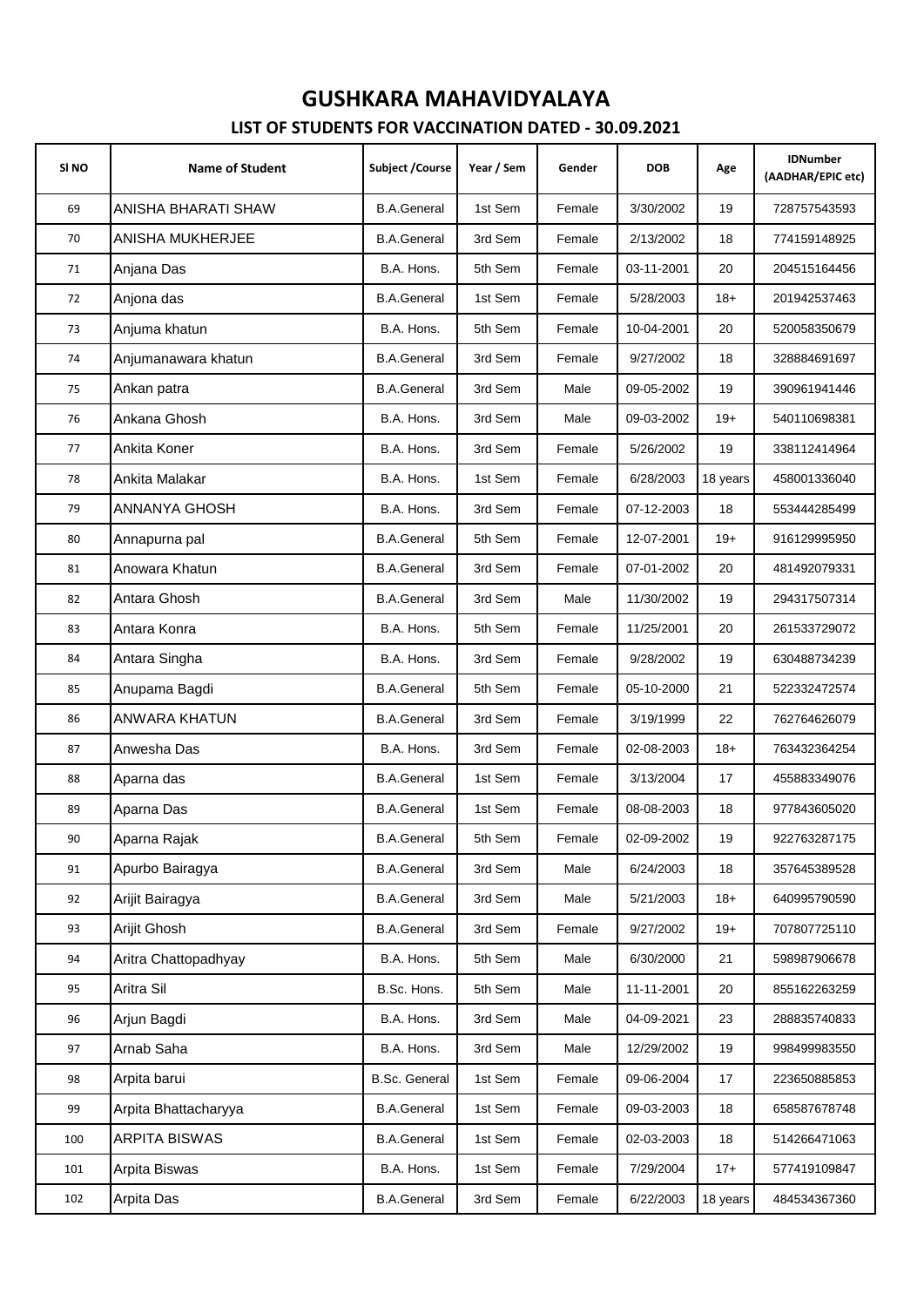# GUSHKARA MAHAVIDYALAYA

## LIST OF STUDENTS FOR VACCINATION DATED - 30.09.2021

| Sl NO | Name of Student | Subject /Course | Year / Sem | Gender | DOB | Age | IDNumber (AADHAR/EPIC etc) |
|---|---|---|---|---|---|---|---|
| 69 | ANISHA BHARATI SHAW | B.A.General | 1st Sem | Female | 3/30/2002 | 19 | 728757543593 |
| 70 | ANISHA MUKHERJEE | B.A.General | 3rd Sem | Female | 2/13/2002 | 18 | 774159148925 |
| 71 | Anjana Das | B.A. Hons. | 5th Sem | Female | 03-11-2001 | 20 | 204515164456 |
| 72 | Anjona das | B.A.General | 1st Sem | Female | 5/28/2003 | 18+ | 201942537463 |
| 73 | Anjuma khatun | B.A. Hons. | 5th Sem | Female | 10-04-2001 | 20 | 520058350679 |
| 74 | Anjumanawara khatun | B.A.General | 3rd Sem | Female | 9/27/2002 | 18 | 328884691697 |
| 75 | Ankan patra | B.A.General | 3rd Sem | Male | 09-05-2002 | 19 | 390961941446 |
| 76 | Ankana Ghosh | B.A. Hons. | 3rd Sem | Male | 09-03-2002 | 19+ | 540110698381 |
| 77 | Ankita Koner | B.A. Hons. | 3rd Sem | Female | 5/26/2002 | 19 | 338112414964 |
| 78 | Ankita Malakar | B.A. Hons. | 1st Sem | Female | 6/28/2003 | 18 years | 458001336040 |
| 79 | ANNANYA GHOSH | B.A. Hons. | 3rd Sem | Female | 07-12-2003 | 18 | 553444285499 |
| 80 | Annapurna pal | B.A.General | 5th Sem | Female | 12-07-2001 | 19+ | 916129995950 |
| 81 | Anowara Khatun | B.A.General | 3rd Sem | Female | 07-01-2002 | 20 | 481492079331 |
| 82 | Antara Ghosh | B.A.General | 3rd Sem | Male | 11/30/2002 | 19 | 294317507314 |
| 83 | Antara Konra | B.A. Hons. | 5th Sem | Female | 11/25/2001 | 20 | 261533729072 |
| 84 | Antara Singha | B.A. Hons. | 3rd Sem | Female | 9/28/2002 | 19 | 630488734239 |
| 85 | Anupama Bagdi | B.A.General | 5th Sem | Female | 05-10-2000 | 21 | 522332472574 |
| 86 | ANWARA KHATUN | B.A.General | 3rd Sem | Female | 3/19/1999 | 22 | 762764626079 |
| 87 | Anwesha Das | B.A. Hons. | 3rd Sem | Female | 02-08-2003 | 18+ | 763432364254 |
| 88 | Aparna das | B.A.General | 1st Sem | Female | 3/13/2004 | 17 | 455883349076 |
| 89 | Aparna Das | B.A.General | 1st Sem | Female | 08-08-2003 | 18 | 977843605020 |
| 90 | Aparna Rajak | B.A.General | 5th Sem | Female | 02-09-2002 | 19 | 922763287175 |
| 91 | Apurbo Bairagya | B.A.General | 3rd Sem | Male | 6/24/2003 | 18 | 357645389528 |
| 92 | Arijit Bairagya | B.A.General | 3rd Sem | Male | 5/21/2003 | 18+ | 640995790590 |
| 93 | Arijit Ghosh | B.A.General | 3rd Sem | Female | 9/27/2002 | 19+ | 707807725110 |
| 94 | Aritra Chattopadhyay | B.A. Hons. | 5th Sem | Male | 6/30/2000 | 21 | 598987906678 |
| 95 | Aritra Sil | B.Sc. Hons. | 5th Sem | Male | 11-11-2001 | 20 | 855162263259 |
| 96 | Arjun Bagdi | B.A. Hons. | 3rd Sem | Male | 04-09-2021 | 23 | 288835740833 |
| 97 | Arnab Saha | B.A. Hons. | 3rd Sem | Male | 12/29/2002 | 19 | 998499983550 |
| 98 | Arpita barui | B.Sc. General | 1st Sem | Female | 09-06-2004 | 17 | 223650885853 |
| 99 | Arpita Bhattacharyya | B.A.General | 1st Sem | Female | 09-03-2003 | 18 | 658587678748 |
| 100 | ARPITA BISWAS | B.A.General | 1st Sem | Female | 02-03-2003 | 18 | 514266471063 |
| 101 | Arpita Biswas | B.A. Hons. | 1st Sem | Female | 7/29/2004 | 17+ | 577419109847 |
| 102 | Arpita Das | B.A.General | 3rd Sem | Female | 6/22/2003 | 18 years | 484534367360 |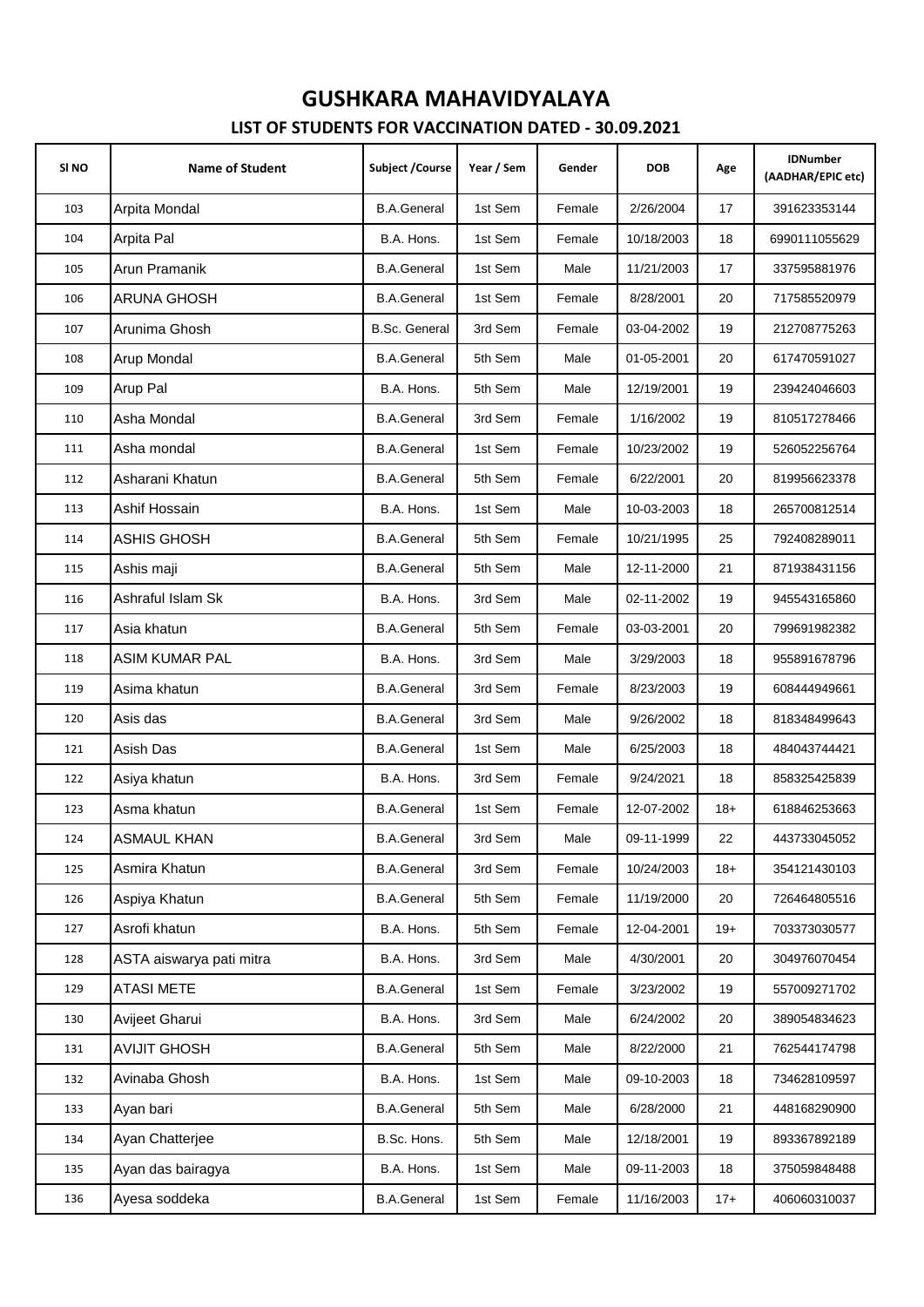# GUSHKARA MAHAVIDYALAYA

## LIST OF STUDENTS FOR VACCINATION DATED - 30.09.2021

| Sl NO | Name of Student | Subject /Course | Year / Sem | Gender | DOB | Age | IDNumber (AADHAR/EPIC etc) |
|---|---|---|---|---|---|---|---|
| 103 | Arpita Mondal | B.A.General | 1st Sem | Female | 2/26/2004 | 17 | 391623353144 |
| 104 | Arpita Pal | B.A. Hons. | 1st Sem | Female | 10/18/2003 | 18 | 6990111055629 |
| 105 | Arun Pramanik | B.A.General | 1st Sem | Male | 11/21/2003 | 17 | 337595881976 |
| 106 | ARUNA GHOSH | B.A.General | 1st Sem | Female | 8/28/2001 | 20 | 717585520979 |
| 107 | Arunima Ghosh | B.Sc. General | 3rd Sem | Female | 03-04-2002 | 19 | 212708775263 |
| 108 | Arup Mondal | B.A.General | 5th Sem | Male | 01-05-2001 | 20 | 617470591027 |
| 109 | Arup Pal | B.A. Hons. | 5th Sem | Male | 12/19/2001 | 19 | 239424046603 |
| 110 | Asha Mondal | B.A.General | 3rd Sem | Female | 1/16/2002 | 19 | 810517278466 |
| 111 | Asha mondal | B.A.General | 1st Sem | Female | 10/23/2002 | 19 | 526052256764 |
| 112 | Asharani Khatun | B.A.General | 5th Sem | Female | 6/22/2001 | 20 | 819956623378 |
| 113 | Ashif Hossain | B.A. Hons. | 1st Sem | Male | 10-03-2003 | 18 | 265700812514 |
| 114 | ASHIS GHOSH | B.A.General | 5th Sem | Female | 10/21/1995 | 25 | 792408289011 |
| 115 | Ashis maji | B.A.General | 5th Sem | Male | 12-11-2000 | 21 | 871938431156 |
| 116 | Ashraful Islam Sk | B.A. Hons. | 3rd Sem | Male | 02-11-2002 | 19 | 945543165860 |
| 117 | Asia khatun | B.A.General | 5th Sem | Female | 03-03-2001 | 20 | 799691982382 |
| 118 | ASIM KUMAR PAL | B.A. Hons. | 3rd Sem | Male | 3/29/2003 | 18 | 955891678796 |
| 119 | Asima khatun | B.A.General | 3rd Sem | Female | 8/23/2003 | 19 | 608444949661 |
| 120 | Asis das | B.A.General | 3rd Sem | Male | 9/26/2002 | 18 | 818348499643 |
| 121 | Asish Das | B.A.General | 1st Sem | Male | 6/25/2003 | 18 | 484043744421 |
| 122 | Asiya khatun | B.A. Hons. | 3rd Sem | Female | 9/24/2021 | 18 | 858325425839 |
| 123 | Asma khatun | B.A.General | 1st Sem | Female | 12-07-2002 | 18+ | 618846253663 |
| 124 | ASMAUL KHAN | B.A.General | 3rd Sem | Male | 09-11-1999 | 22 | 443733045052 |
| 125 | Asmira Khatun | B.A.General | 3rd Sem | Female | 10/24/2003 | 18+ | 354121430103 |
| 126 | Aspiya Khatun | B.A.General | 5th Sem | Female | 11/19/2000 | 20 | 726464805516 |
| 127 | Asrofi khatun | B.A. Hons. | 5th Sem | Female | 12-04-2001 | 19+ | 703373030577 |
| 128 | ASTA aiswarya pati mitra | B.A. Hons. | 3rd Sem | Male | 4/30/2001 | 20 | 304976070454 |
| 129 | ATASI METE | B.A.General | 1st Sem | Female | 3/23/2002 | 19 | 557009271702 |
| 130 | Avijeet Gharui | B.A. Hons. | 3rd Sem | Male | 6/24/2002 | 20 | 389054834623 |
| 131 | AVIJIT GHOSH | B.A.General | 5th Sem | Male | 8/22/2000 | 21 | 762544174798 |
| 132 | Avinaba Ghosh | B.A. Hons. | 1st Sem | Male | 09-10-2003 | 18 | 734628109597 |
| 133 | Ayan bari | B.A.General | 5th Sem | Male | 6/28/2000 | 21 | 448168290900 |
| 134 | Ayan Chatterjee | B.Sc. Hons. | 5th Sem | Male | 12/18/2001 | 19 | 893367892189 |
| 135 | Ayan das bairagya | B.A. Hons. | 1st Sem | Male | 09-11-2003 | 18 | 375059848488 |
| 136 | Ayesa soddeka | B.A.General | 1st Sem | Female | 11/16/2003 | 17+ | 406060310037 |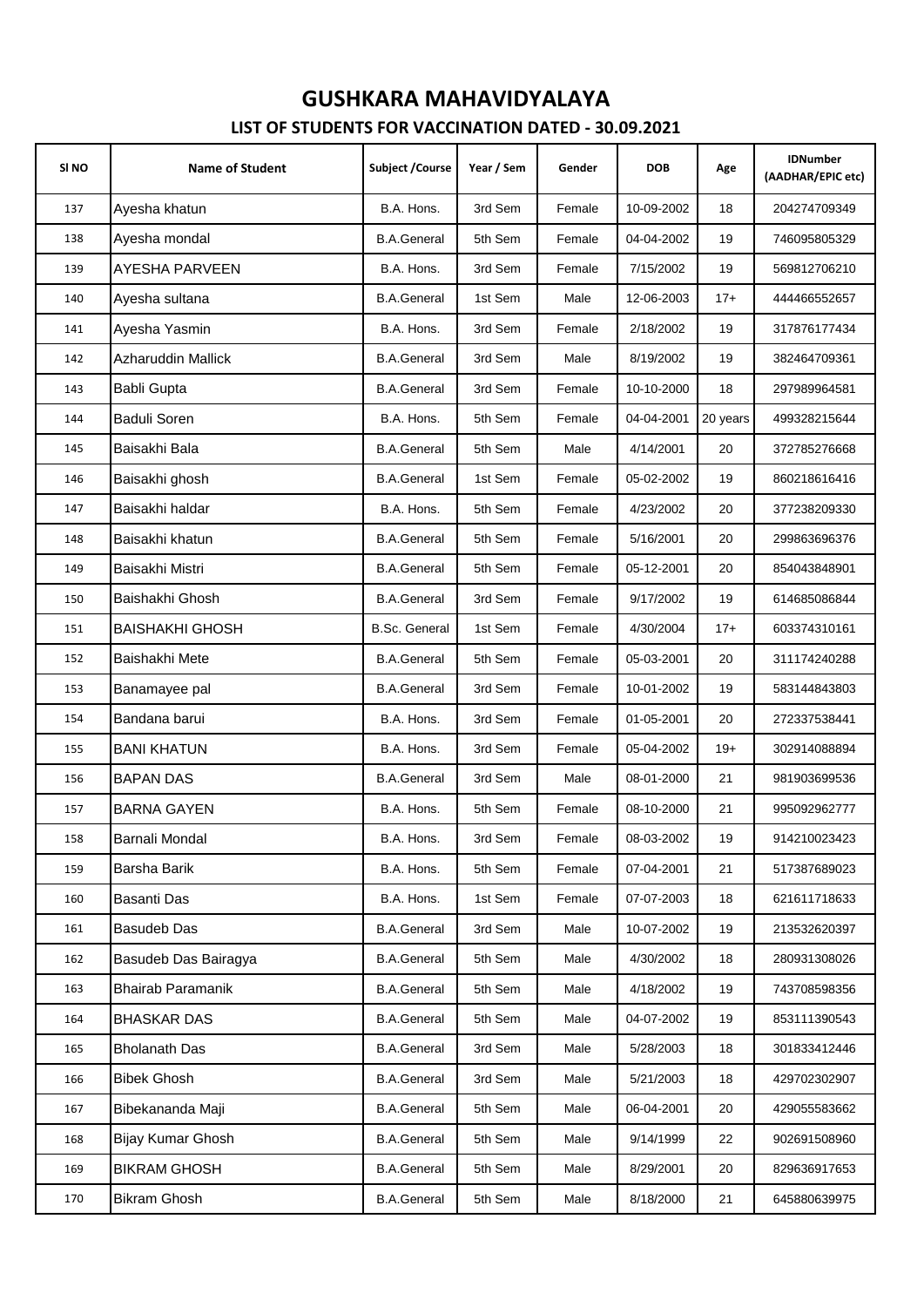# GUSHKARA MAHAVIDYALAYA

## LIST OF STUDENTS FOR VACCINATION DATED - 30.09.2021

| Sl NO | Name of Student | Subject /Course | Year / Sem | Gender | DOB | Age | IDNumber (AADHAR/EPIC etc) |
|---|---|---|---|---|---|---|---|
| 137 | Ayesha khatun | B.A. Hons. | 3rd Sem | Female | 10-09-2002 | 18 | 204274709349 |
| 138 | Ayesha mondal | B.A.General | 5th Sem | Female | 04-04-2002 | 19 | 746095805329 |
| 139 | AYESHA PARVEEN | B.A. Hons. | 3rd Sem | Female | 7/15/2002 | 19 | 569812706210 |
| 140 | Ayesha sultana | B.A.General | 1st Sem | Male | 12-06-2003 | 17+ | 444466552657 |
| 141 | Ayesha Yasmin | B.A. Hons. | 3rd Sem | Female | 2/18/2002 | 19 | 317876177434 |
| 142 | Azharuddin Mallick | B.A.General | 3rd Sem | Male | 8/19/2002 | 19 | 382464709361 |
| 143 | Babli Gupta | B.A.General | 3rd Sem | Female | 10-10-2000 | 18 | 297989964581 |
| 144 | Baduli Soren | B.A. Hons. | 5th Sem | Female | 04-04-2001 | 20 years | 499328215644 |
| 145 | Baisakhi Bala | B.A.General | 5th Sem | Male | 4/14/2001 | 20 | 372785276668 |
| 146 | Baisakhi ghosh | B.A.General | 1st Sem | Female | 05-02-2002 | 19 | 860218616416 |
| 147 | Baisakhi haldar | B.A. Hons. | 5th Sem | Female | 4/23/2002 | 20 | 377238209330 |
| 148 | Baisakhi khatun | B.A.General | 5th Sem | Female | 5/16/2001 | 20 | 299863696376 |
| 149 | Baisakhi Mistri | B.A.General | 5th Sem | Female | 05-12-2001 | 20 | 854043848901 |
| 150 | Baishakhi Ghosh | B.A.General | 3rd Sem | Female | 9/17/2002 | 19 | 614685086844 |
| 151 | BAISHAKHI GHOSH | B.Sc. General | 1st Sem | Female | 4/30/2004 | 17+ | 603374310161 |
| 152 | Baishakhi Mete | B.A.General | 5th Sem | Female | 05-03-2001 | 20 | 311174240288 |
| 153 | Banamayee pal | B.A.General | 3rd Sem | Female | 10-01-2002 | 19 | 583144843803 |
| 154 | Bandana barui | B.A. Hons. | 3rd Sem | Female | 01-05-2001 | 20 | 272337538441 |
| 155 | BANI KHATUN | B.A. Hons. | 3rd Sem | Female | 05-04-2002 | 19+ | 302914088894 |
| 156 | BAPAN DAS | B.A.General | 3rd Sem | Male | 08-01-2000 | 21 | 981903699536 |
| 157 | BARNA GAYEN | B.A. Hons. | 5th Sem | Female | 08-10-2000 | 21 | 995092962777 |
| 158 | Barnali Mondal | B.A. Hons. | 3rd Sem | Female | 08-03-2002 | 19 | 914210023423 |
| 159 | Barsha Barik | B.A. Hons. | 5th Sem | Female | 07-04-2001 | 21 | 517387689023 |
| 160 | Basanti Das | B.A. Hons. | 1st Sem | Female | 07-07-2003 | 18 | 621611718633 |
| 161 | Basudeb Das | B.A.General | 3rd Sem | Male | 10-07-2002 | 19 | 213532620397 |
| 162 | Basudeb Das Bairagya | B.A.General | 5th Sem | Male | 4/30/2002 | 18 | 280931308026 |
| 163 | Bhairab Paramanik | B.A.General | 5th Sem | Male | 4/18/2002 | 19 | 743708598356 |
| 164 | BHASKAR DAS | B.A.General | 5th Sem | Male | 04-07-2002 | 19 | 853111390543 |
| 165 | Bholanath Das | B.A.General | 3rd Sem | Male | 5/28/2003 | 18 | 301833412446 |
| 166 | Bibek Ghosh | B.A.General | 3rd Sem | Male | 5/21/2003 | 18 | 429702302907 |
| 167 | Bibekananda Maji | B.A.General | 5th Sem | Male | 06-04-2001 | 20 | 429055583662 |
| 168 | Bijay Kumar Ghosh | B.A.General | 5th Sem | Male | 9/14/1999 | 22 | 902691508960 |
| 169 | BIKRAM GHOSH | B.A.General | 5th Sem | Male | 8/29/2001 | 20 | 829636917653 |
| 170 | Bikram Ghosh | B.A.General | 5th Sem | Male | 8/18/2000 | 21 | 645880639975 |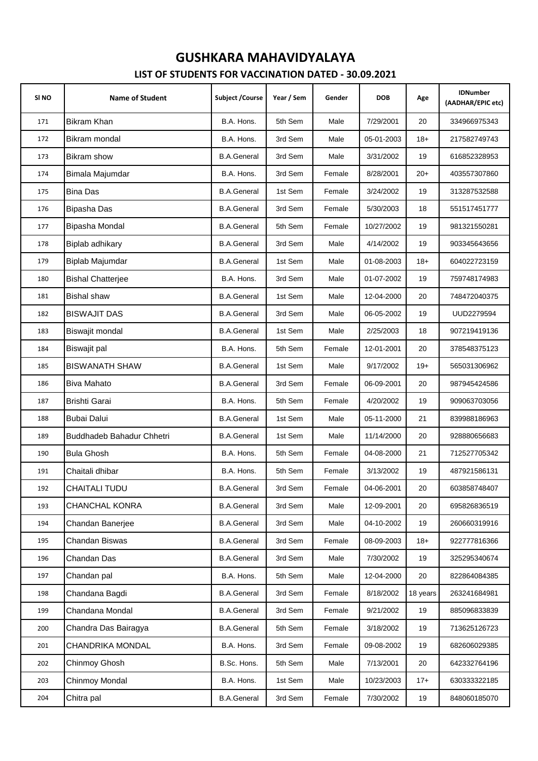# GUSHKARA MAHAVIDYALAYA

## LIST OF STUDENTS FOR VACCINATION DATED - 30.09.2021

| Sl NO | Name of Student | Subject /Course | Year / Sem | Gender | DOB | Age | IDNumber (AADHAR/EPIC etc) |
|---|---|---|---|---|---|---|---|
| 171 | Bikram Khan | B.A. Hons. | 5th Sem | Male | 7/29/2001 | 20 | 334966975343 |
| 172 | Bikram mondal | B.A. Hons. | 3rd Sem | Male | 05-01-2003 | 18+ | 217582749743 |
| 173 | Bikram show | B.A.General | 3rd Sem | Male | 3/31/2002 | 19 | 616852328953 |
| 174 | Bimala Majumdar | B.A. Hons. | 3rd Sem | Female | 8/28/2001 | 20+ | 403557307860 |
| 175 | Bina Das | B.A.General | 1st Sem | Female | 3/24/2002 | 19 | 313287532588 |
| 176 | Bipasha Das | B.A.General | 3rd Sem | Female | 5/30/2003 | 18 | 551517451777 |
| 177 | Bipasha Mondal | B.A.General | 5th Sem | Female | 10/27/2002 | 19 | 981321550281 |
| 178 | Biplab adhikary | B.A.General | 3rd Sem | Male | 4/14/2002 | 19 | 903345643656 |
| 179 | Biplab Majumdar | B.A.General | 1st Sem | Male | 01-08-2003 | 18+ | 604022723159 |
| 180 | Bishal Chatterjee | B.A. Hons. | 3rd Sem | Male | 01-07-2002 | 19 | 759748174983 |
| 181 | Bishal shaw | B.A.General | 1st Sem | Male | 12-04-2000 | 20 | 748472040375 |
| 182 | BISWAJIT DAS | B.A.General | 3rd Sem | Male | 06-05-2002 | 19 | UUD2279594 |
| 183 | Biswajit mondal | B.A.General | 1st Sem | Male | 2/25/2003 | 18 | 907219419136 |
| 184 | Biswajit pal | B.A. Hons. | 5th Sem | Female | 12-01-2001 | 20 | 378548375123 |
| 185 | BISWANATH SHAW | B.A.General | 1st Sem | Male | 9/17/2002 | 19+ | 565031306962 |
| 186 | Biva Mahato | B.A.General | 3rd Sem | Female | 06-09-2001 | 20 | 987945424586 |
| 187 | Brishti Garai | B.A. Hons. | 5th Sem | Female | 4/20/2002 | 19 | 909063703056 |
| 188 | Bubai Dalui | B.A.General | 1st Sem | Male | 05-11-2000 | 21 | 839988186963 |
| 189 | Buddhadeb Bahadur Chhetri | B.A.General | 1st Sem | Male | 11/14/2000 | 20 | 928880656683 |
| 190 | Bula Ghosh | B.A. Hons. | 5th Sem | Female | 04-08-2000 | 21 | 712527705342 |
| 191 | Chaitali dhibar | B.A. Hons. | 5th Sem | Female | 3/13/2002 | 19 | 487921586131 |
| 192 | CHAITALI TUDU | B.A.General | 3rd Sem | Female | 04-06-2001 | 20 | 603858748407 |
| 193 | CHANCHAL KONRA | B.A.General | 3rd Sem | Male | 12-09-2001 | 20 | 695826836519 |
| 194 | Chandan Banerjee | B.A.General | 3rd Sem | Male | 04-10-2002 | 19 | 260660319916 |
| 195 | Chandan Biswas | B.A.General | 3rd Sem | Female | 08-09-2003 | 18+ | 922777816366 |
| 196 | Chandan Das | B.A.General | 3rd Sem | Male | 7/30/2002 | 19 | 325295340674 |
| 197 | Chandan pal | B.A. Hons. | 5th Sem | Male | 12-04-2000 | 20 | 822864084385 |
| 198 | Chandana Bagdi | B.A.General | 3rd Sem | Female | 8/18/2002 | 18 years | 263241684981 |
| 199 | Chandana Mondal | B.A.General | 3rd Sem | Female | 9/21/2002 | 19 | 885096833839 |
| 200 | Chandra Das Bairagya | B.A.General | 5th Sem | Female | 3/18/2002 | 19 | 713625126723 |
| 201 | CHANDRIKA MONDAL | B.A. Hons. | 3rd Sem | Female | 09-08-2002 | 19 | 682606029385 |
| 202 | Chinmoy Ghosh | B.Sc. Hons. | 5th Sem | Male | 7/13/2001 | 20 | 642332764196 |
| 203 | Chinmoy Mondal | B.A. Hons. | 1st Sem | Male | 10/23/2003 | 17+ | 630333322185 |
| 204 | Chitra pal | B.A.General | 3rd Sem | Female | 7/30/2002 | 19 | 848060185070 |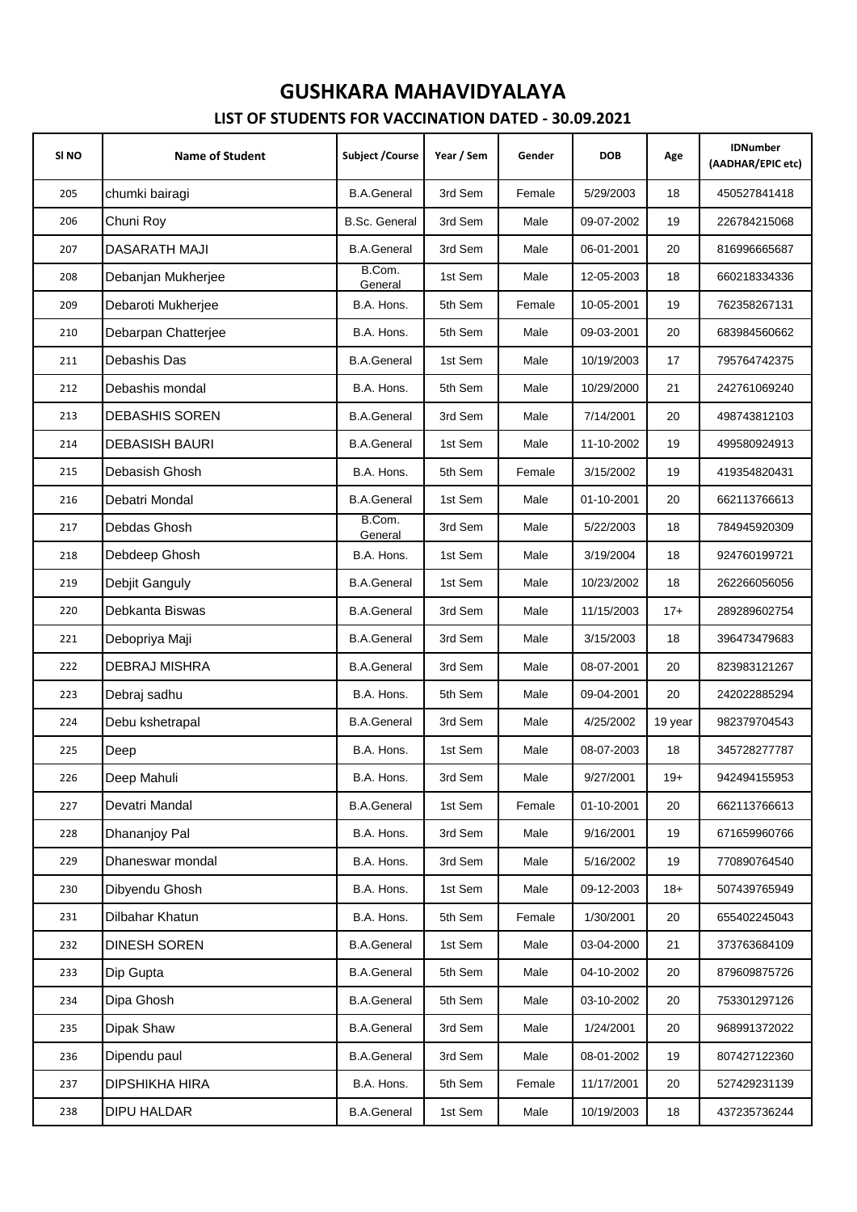# GUSHKARA MAHAVIDYALAYA

## LIST OF STUDENTS FOR VACCINATION DATED - 30.09.2021

| Sl NO | Name of Student | Subject /Course | Year / Sem | Gender | DOB | Age | IDNumber (AADHAR/EPIC etc) |
|---|---|---|---|---|---|---|---|
| 205 | chumki bairagi | B.A.General | 3rd Sem | Female | 5/29/2003 | 18 | 450527841418 |
| 206 | Chuni Roy | B.Sc. General | 3rd Sem | Male | 09-07-2002 | 19 | 226784215068 |
| 207 | DASARATH MAJI | B.A.General | 3rd Sem | Male | 06-01-2001 | 20 | 816996665687 |
| 208 | Debanjan Mukherjee | B.Com. General | 1st Sem | Male | 12-05-2003 | 18 | 660218334336 |
| 209 | Debaroti Mukherjee | B.A. Hons. | 5th Sem | Female | 10-05-2001 | 19 | 762358267131 |
| 210 | Debarpan Chatterjee | B.A. Hons. | 5th Sem | Male | 09-03-2001 | 20 | 683984560662 |
| 211 | Debashis Das | B.A.General | 1st Sem | Male | 10/19/2003 | 17 | 795764742375 |
| 212 | Debashis mondal | B.A. Hons. | 5th Sem | Male | 10/29/2000 | 21 | 242761069240 |
| 213 | DEBASHIS SOREN | B.A.General | 3rd Sem | Male | 7/14/2001 | 20 | 498743812103 |
| 214 | DEBASISH BAURI | B.A.General | 1st Sem | Male | 11-10-2002 | 19 | 499580924913 |
| 215 | Debasish Ghosh | B.A. Hons. | 5th Sem | Female | 3/15/2002 | 19 | 419354820431 |
| 216 | Debatri Mondal | B.A.General | 1st Sem | Male | 01-10-2001 | 20 | 662113766613 |
| 217 | Debdas Ghosh | B.Com. General | 3rd Sem | Male | 5/22/2003 | 18 | 784945920309 |
| 218 | Debdeep Ghosh | B.A. Hons. | 1st Sem | Male | 3/19/2004 | 18 | 924760199721 |
| 219 | Debjit Ganguly | B.A.General | 1st Sem | Male | 10/23/2002 | 18 | 262266056056 |
| 220 | Debkanta Biswas | B.A.General | 3rd Sem | Male | 11/15/2003 | 17+ | 289289602754 |
| 221 | Debopriya Maji | B.A.General | 3rd Sem | Male | 3/15/2003 | 18 | 396473479683 |
| 222 | DEBRAJ MISHRA | B.A.General | 3rd Sem | Male | 08-07-2001 | 20 | 823983121267 |
| 223 | Debraj sadhu | B.A. Hons. | 5th Sem | Male | 09-04-2001 | 20 | 242022885294 |
| 224 | Debu kshetrapal | B.A.General | 3rd Sem | Male | 4/25/2002 | 19 year | 982379704543 |
| 225 | Deep | B.A. Hons. | 1st Sem | Male | 08-07-2003 | 18 | 345728277787 |
| 226 | Deep Mahuli | B.A. Hons. | 3rd Sem | Male | 9/27/2001 | 19+ | 942494155953 |
| 227 | Devatri Mandal | B.A.General | 1st Sem | Female | 01-10-2001 | 20 | 662113766613 |
| 228 | Dhananjoy Pal | B.A. Hons. | 3rd Sem | Male | 9/16/2001 | 19 | 671659960766 |
| 229 | Dhaneswar mondal | B.A. Hons. | 3rd Sem | Male | 5/16/2002 | 19 | 770890764540 |
| 230 | Dibyendu Ghosh | B.A. Hons. | 1st Sem | Male | 09-12-2003 | 18+ | 507439765949 |
| 231 | Dilbahar Khatun | B.A. Hons. | 5th Sem | Female | 1/30/2001 | 20 | 655402245043 |
| 232 | DINESH SOREN | B.A.General | 1st Sem | Male | 03-04-2000 | 21 | 373763684109 |
| 233 | Dip Gupta | B.A.General | 5th Sem | Male | 04-10-2002 | 20 | 879609875726 |
| 234 | Dipa Ghosh | B.A.General | 5th Sem | Male | 03-10-2002 | 20 | 753301297126 |
| 235 | Dipak Shaw | B.A.General | 3rd Sem | Male | 1/24/2001 | 20 | 968991372022 |
| 236 | Dipendu paul | B.A.General | 3rd Sem | Male | 08-01-2002 | 19 | 807427122360 |
| 237 | DIPSHIKHA HIRA | B.A. Hons. | 5th Sem | Female | 11/17/2001 | 20 | 527429231139 |
| 238 | DIPU HALDAR | B.A.General | 1st Sem | Male | 10/19/2003 | 18 | 437235736244 |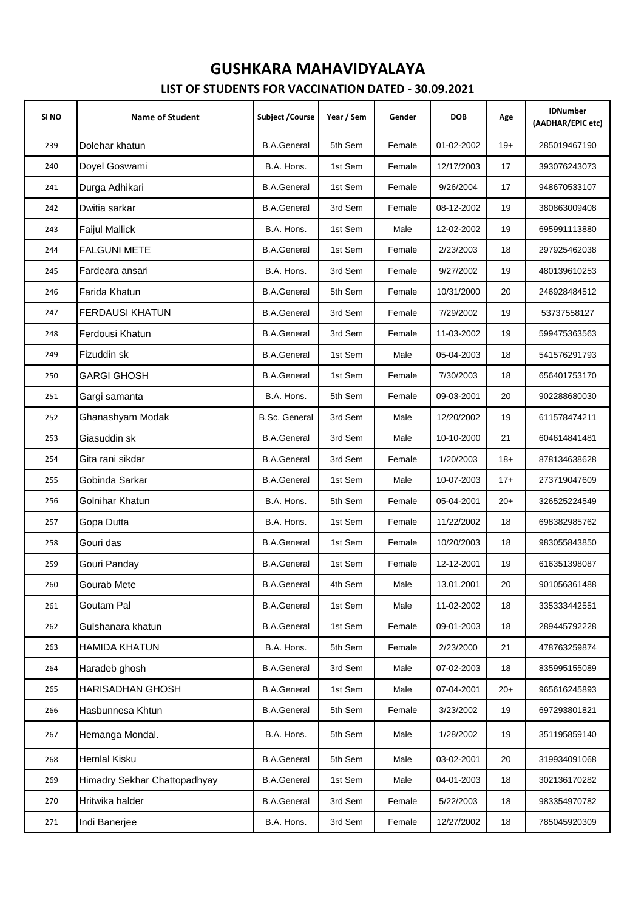# GUSHKARA MAHAVIDYALAYA

## LIST OF STUDENTS FOR VACCINATION DATED - 30.09.2021

| Sl NO | Name of Student | Subject /Course | Year / Sem | Gender | DOB | Age | IDNumber (AADHAR/EPIC etc) |
|---|---|---|---|---|---|---|---|
| 239 | Dolehar khatun | B.A.General | 5th Sem | Female | 01-02-2002 | 19+ | 285019467190 |
| 240 | Doyel Goswami | B.A. Hons. | 1st Sem | Female | 12/17/2003 | 17 | 393076243073 |
| 241 | Durga Adhikari | B.A.General | 1st Sem | Female | 9/26/2004 | 17 | 948670533107 |
| 242 | Dwitia sarkar | B.A.General | 3rd Sem | Female | 08-12-2002 | 19 | 380863009408 |
| 243 | Faijul Mallick | B.A. Hons. | 1st Sem | Male | 12-02-2002 | 19 | 695991113880 |
| 244 | FALGUNI METE | B.A.General | 1st Sem | Female | 2/23/2003 | 18 | 297925462038 |
| 245 | Fardeara ansari | B.A. Hons. | 3rd Sem | Female | 9/27/2002 | 19 | 480139610253 |
| 246 | Farida Khatun | B.A.General | 5th Sem | Female | 10/31/2000 | 20 | 246928484512 |
| 247 | FERDAUSI KHATUN | B.A.General | 3rd Sem | Female | 7/29/2002 | 19 | 53737558127 |
| 248 | Ferdousi Khatun | B.A.General | 3rd Sem | Female | 11-03-2002 | 19 | 599475363563 |
| 249 | Fizuddin sk | B.A.General | 1st Sem | Male | 05-04-2003 | 18 | 541576291793 |
| 250 | GARGI GHOSH | B.A.General | 1st Sem | Female | 7/30/2003 | 18 | 656401753170 |
| 251 | Gargi samanta | B.A. Hons. | 5th Sem | Female | 09-03-2001 | 20 | 902288680030 |
| 252 | Ghanashyam Modak | B.Sc. General | 3rd Sem | Male | 12/20/2002 | 19 | 611578474211 |
| 253 | Giasuddin sk | B.A.General | 3rd Sem | Male | 10-10-2000 | 21 | 604614841481 |
| 254 | Gita rani sikdar | B.A.General | 3rd Sem | Female | 1/20/2003 | 18+ | 878134638628 |
| 255 | Gobinda Sarkar | B.A.General | 1st Sem | Male | 10-07-2003 | 17+ | 273719047609 |
| 256 | Golnihar Khatun | B.A. Hons. | 5th Sem | Female | 05-04-2001 | 20+ | 326525224549 |
| 257 | Gopa Dutta | B.A. Hons. | 1st Sem | Female | 11/22/2002 | 18 | 698382985762 |
| 258 | Gouri das | B.A.General | 1st Sem | Female | 10/20/2003 | 18 | 983055843850 |
| 259 | Gouri Panday | B.A.General | 1st Sem | Female | 12-12-2001 | 19 | 616351398087 |
| 260 | Gourab Mete | B.A.General | 4th Sem | Male | 13.01.2001 | 20 | 901056361488 |
| 261 | Goutam Pal | B.A.General | 1st Sem | Male | 11-02-2002 | 18 | 335333442551 |
| 262 | Gulshanara khatun | B.A.General | 1st Sem | Female | 09-01-2003 | 18 | 289445792228 |
| 263 | HAMIDA KHATUN | B.A. Hons. | 5th Sem | Female | 2/23/2000 | 21 | 478763259874 |
| 264 | Haradeb ghosh | B.A.General | 3rd Sem | Male | 07-02-2003 | 18 | 835995155089 |
| 265 | HARISADHAN GHOSH | B.A.General | 1st Sem | Male | 07-04-2001 | 20+ | 965616245893 |
| 266 | Hasbunnesa Khtun | B.A.General | 5th Sem | Female | 3/23/2002 | 19 | 697293801821 |
| 267 | Hemanga Mondal. | B.A. Hons. | 5th Sem | Male | 1/28/2002 | 19 | 351195859140 |
| 268 | Hemlal Kisku | B.A.General | 5th Sem | Male | 03-02-2001 | 20 | 319934091068 |
| 269 | Himadry Sekhar Chattopadhyay | B.A.General | 1st Sem | Male | 04-01-2003 | 18 | 302136170282 |
| 270 | Hritwika halder | B.A.General | 3rd Sem | Female | 5/22/2003 | 18 | 983354970782 |
| 271 | Indi Banerjee | B.A. Hons. | 3rd Sem | Female | 12/27/2002 | 18 | 785045920309 |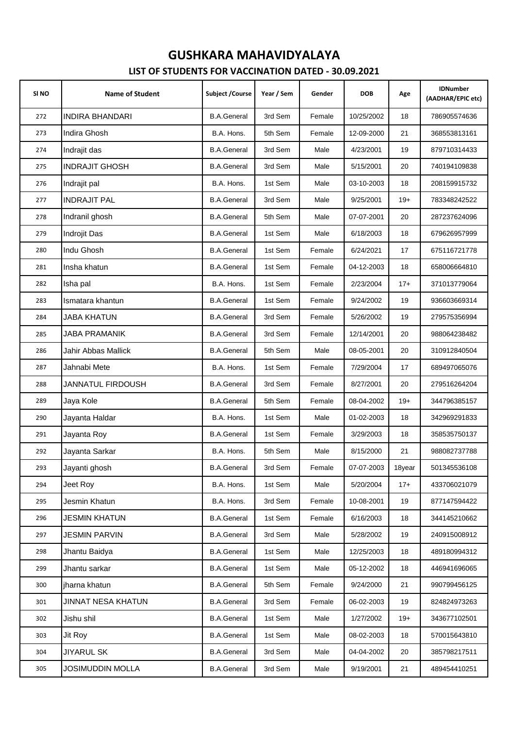# GUSHKARA MAHAVIDYALAYA

## LIST OF STUDENTS FOR VACCINATION DATED - 30.09.2021

| Sl NO | Name of Student | Subject /Course | Year / Sem | Gender | DOB | Age | IDNumber (AADHAR/EPIC etc) |
|---|---|---|---|---|---|---|---|
| 272 | INDIRA BHANDARI | B.A.General | 3rd Sem | Female | 10/25/2002 | 18 | 786905574636 |
| 273 | Indira Ghosh | B.A. Hons. | 5th Sem | Female | 12-09-2000 | 21 | 368553813161 |
| 274 | Indrajit das | B.A.General | 3rd Sem | Male | 4/23/2001 | 19 | 879710314433 |
| 275 | INDRAJIT GHOSH | B.A.General | 3rd Sem | Male | 5/15/2001 | 20 | 740194109838 |
| 276 | Indrajit pal | B.A. Hons. | 1st Sem | Male | 03-10-2003 | 18 | 208159915732 |
| 277 | INDRAJIT PAL | B.A.General | 3rd Sem | Male | 9/25/2001 | 19+ | 783348242522 |
| 278 | Indranil ghosh | B.A.General | 5th Sem | Male | 07-07-2001 | 20 | 287237624096 |
| 279 | Indrojit Das | B.A.General | 1st Sem | Male | 6/18/2003 | 18 | 679626957999 |
| 280 | Indu Ghosh | B.A.General | 1st Sem | Female | 6/24/2021 | 17 | 675116721778 |
| 281 | Insha khatun | B.A.General | 1st Sem | Female | 04-12-2003 | 18 | 658006664810 |
| 282 | Isha pal | B.A. Hons. | 1st Sem | Female | 2/23/2004 | 17+ | 371013779064 |
| 283 | Ismatara khantun | B.A.General | 1st Sem | Female | 9/24/2002 | 19 | 936603669314 |
| 284 | JABA KHATUN | B.A.General | 3rd Sem | Female | 5/26/2002 | 19 | 279575356994 |
| 285 | JABA PRAMANIK | B.A.General | 3rd Sem | Female | 12/14/2001 | 20 | 988064238482 |
| 286 | Jahir Abbas Mallick | B.A.General | 5th Sem | Male | 08-05-2001 | 20 | 310912840504 |
| 287 | Jahnabi Mete | B.A. Hons. | 1st Sem | Female | 7/29/2004 | 17 | 689497065076 |
| 288 | JANNATUL FIRDOUSH | B.A.General | 3rd Sem | Female | 8/27/2001 | 20 | 279516264204 |
| 289 | Jaya Kole | B.A.General | 5th Sem | Female | 08-04-2002 | 19+ | 344796385157 |
| 290 | Jayanta Haldar | B.A. Hons. | 1st Sem | Male | 01-02-2003 | 18 | 342969291833 |
| 291 | Jayanta Roy | B.A.General | 1st Sem | Female | 3/29/2003 | 18 | 358535750137 |
| 292 | Jayanta Sarkar | B.A. Hons. | 5th Sem | Male | 8/15/2000 | 21 | 988082737788 |
| 293 | Jayanti ghosh | B.A.General | 3rd Sem | Female | 07-07-2003 | 18year | 501345536108 |
| 294 | Jeet Roy | B.A. Hons. | 1st Sem | Male | 5/20/2004 | 17+ | 433706021079 |
| 295 | Jesmin Khatun | B.A. Hons. | 3rd Sem | Female | 10-08-2001 | 19 | 877147594422 |
| 296 | JESMIN KHATUN | B.A.General | 1st Sem | Female | 6/16/2003 | 18 | 344145210662 |
| 297 | JESMIN PARVIN | B.A.General | 3rd Sem | Male | 5/28/2002 | 19 | 240915008912 |
| 298 | Jhantu Baidya | B.A.General | 1st Sem | Male | 12/25/2003 | 18 | 489180994312 |
| 299 | Jhantu sarkar | B.A.General | 1st Sem | Male | 05-12-2002 | 18 | 446941696065 |
| 300 | jharna khatun | B.A.General | 5th Sem | Female | 9/24/2000 | 21 | 990799456125 |
| 301 | JINNAT NESA KHATUN | B.A.General | 3rd Sem | Female | 06-02-2003 | 19 | 824824973263 |
| 302 | Jishu shil | B.A.General | 1st Sem | Male | 1/27/2002 | 19+ | 343677102501 |
| 303 | Jit Roy | B.A.General | 1st Sem | Male | 08-02-2003 | 18 | 570015643810 |
| 304 | JIYARUL SK | B.A.General | 3rd Sem | Male | 04-04-2002 | 20 | 385798217511 |
| 305 | JOSIMUDDIN MOLLA | B.A.General | 3rd Sem | Male | 9/19/2001 | 21 | 489454410251 |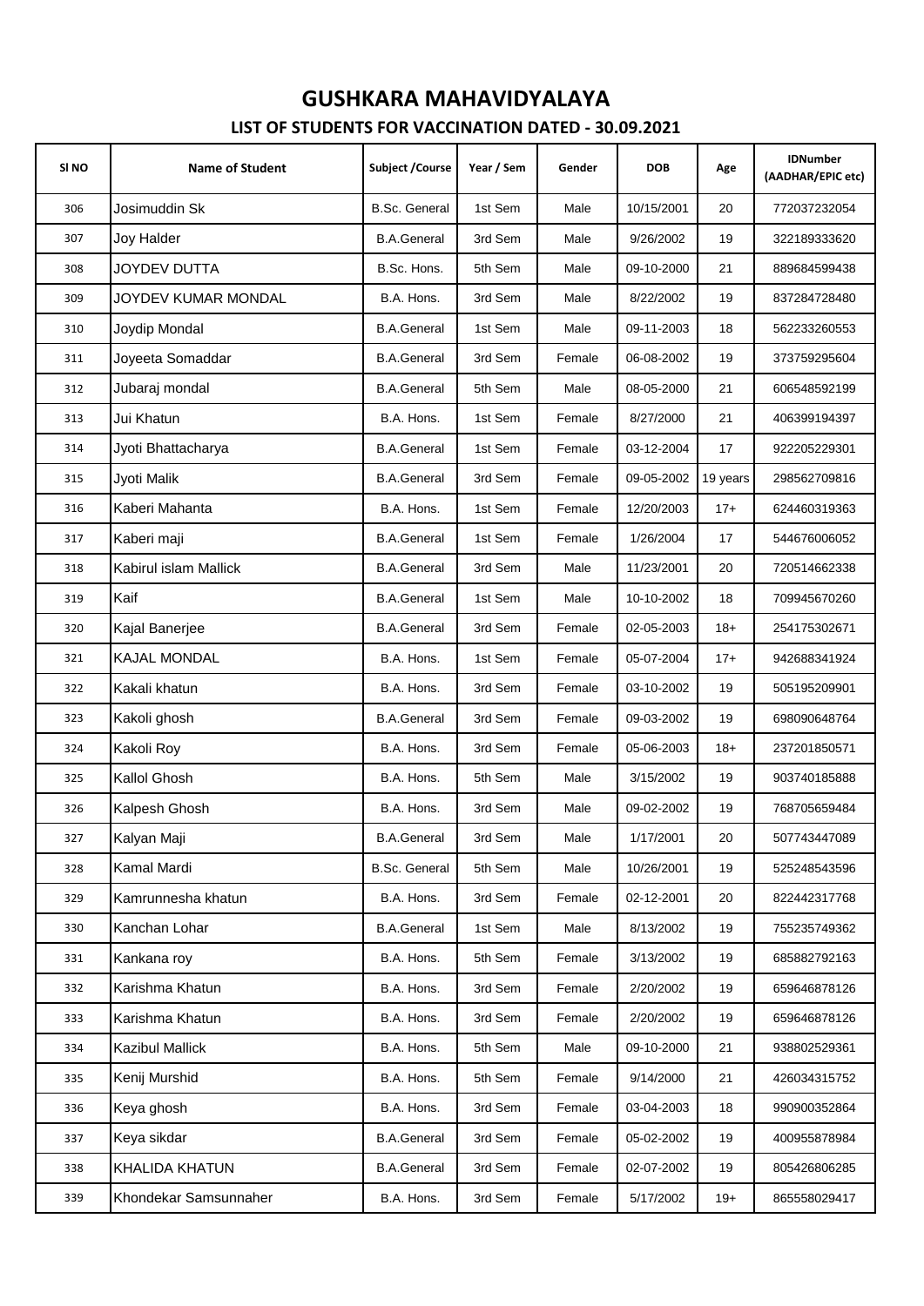# GUSHKARA MAHAVIDYALAYA

## LIST OF STUDENTS FOR VACCINATION DATED - 30.09.2021

| Sl NO | Name of Student | Subject /Course | Year / Sem | Gender | DOB | Age | IDNumber (AADHAR/EPIC etc) |
|---|---|---|---|---|---|---|---|
| 306 | Josimuddin Sk | B.Sc. General | 1st Sem | Male | 10/15/2001 | 20 | 772037232054 |
| 307 | Joy Halder | B.A.General | 3rd Sem | Male | 9/26/2002 | 19 | 322189333620 |
| 308 | JOYDEV DUTTA | B.Sc. Hons. | 5th Sem | Male | 09-10-2000 | 21 | 889684599438 |
| 309 | JOYDEV KUMAR MONDAL | B.A. Hons. | 3rd Sem | Male | 8/22/2002 | 19 | 837284728480 |
| 310 | Joydip Mondal | B.A.General | 1st Sem | Male | 09-11-2003 | 18 | 562233260553 |
| 311 | Joyeeta Somaddar | B.A.General | 3rd Sem | Female | 06-08-2002 | 19 | 373759295604 |
| 312 | Jubaraj mondal | B.A.General | 5th Sem | Male | 08-05-2000 | 21 | 606548592199 |
| 313 | Jui Khatun | B.A. Hons. | 1st Sem | Female | 8/27/2000 | 21 | 406399194397 |
| 314 | Jyoti Bhattacharya | B.A.General | 1st Sem | Female | 03-12-2004 | 17 | 922205229301 |
| 315 | Jyoti Malik | B.A.General | 3rd Sem | Female | 09-05-2002 | 19 years | 298562709816 |
| 316 | Kaberi Mahanta | B.A. Hons. | 1st Sem | Female | 12/20/2003 | 17+ | 624460319363 |
| 317 | Kaberi maji | B.A.General | 1st Sem | Female | 1/26/2004 | 17 | 544676006052 |
| 318 | Kabirul islam Mallick | B.A.General | 3rd Sem | Male | 11/23/2001 | 20 | 720514662338 |
| 319 | Kaif | B.A.General | 1st Sem | Male | 10-10-2002 | 18 | 709945670260 |
| 320 | Kajal Banerjee | B.A.General | 3rd Sem | Female | 02-05-2003 | 18+ | 254175302671 |
| 321 | KAJAL MONDAL | B.A. Hons. | 1st Sem | Female | 05-07-2004 | 17+ | 942688341924 |
| 322 | Kakali khatun | B.A. Hons. | 3rd Sem | Female | 03-10-2002 | 19 | 505195209901 |
| 323 | Kakoli ghosh | B.A.General | 3rd Sem | Female | 09-03-2002 | 19 | 698090648764 |
| 324 | Kakoli Roy | B.A. Hons. | 3rd Sem | Female | 05-06-2003 | 18+ | 237201850571 |
| 325 | Kallol Ghosh | B.A. Hons. | 5th Sem | Male | 3/15/2002 | 19 | 903740185888 |
| 326 | Kalpesh Ghosh | B.A. Hons. | 3rd Sem | Male | 09-02-2002 | 19 | 768705659484 |
| 327 | Kalyan Maji | B.A.General | 3rd Sem | Male | 1/17/2001 | 20 | 507743447089 |
| 328 | Kamal Mardi | B.Sc. General | 5th Sem | Male | 10/26/2001 | 19 | 525248543596 |
| 329 | Kamrunnesha khatun | B.A. Hons. | 3rd Sem | Female | 02-12-2001 | 20 | 822442317768 |
| 330 | Kanchan Lohar | B.A.General | 1st Sem | Male | 8/13/2002 | 19 | 755235749362 |
| 331 | Kankana roy | B.A. Hons. | 5th Sem | Female | 3/13/2002 | 19 | 685882792163 |
| 332 | Karishma Khatun | B.A. Hons. | 3rd Sem | Female | 2/20/2002 | 19 | 659646878126 |
| 333 | Karishma Khatun | B.A. Hons. | 3rd Sem | Female | 2/20/2002 | 19 | 659646878126 |
| 334 | Kazibul Mallick | B.A. Hons. | 5th Sem | Male | 09-10-2000 | 21 | 938802529361 |
| 335 | Kenij Murshid | B.A. Hons. | 5th Sem | Female | 9/14/2000 | 21 | 426034315752 |
| 336 | Keya ghosh | B.A. Hons. | 3rd Sem | Female | 03-04-2003 | 18 | 990900352864 |
| 337 | Keya sikdar | B.A.General | 3rd Sem | Female | 05-02-2002 | 19 | 400955878984 |
| 338 | KHALIDA KHATUN | B.A.General | 3rd Sem | Female | 02-07-2002 | 19 | 805426806285 |
| 339 | Khondekar Samsunnaher | B.A. Hons. | 3rd Sem | Female | 5/17/2002 | 19+ | 865558029417 |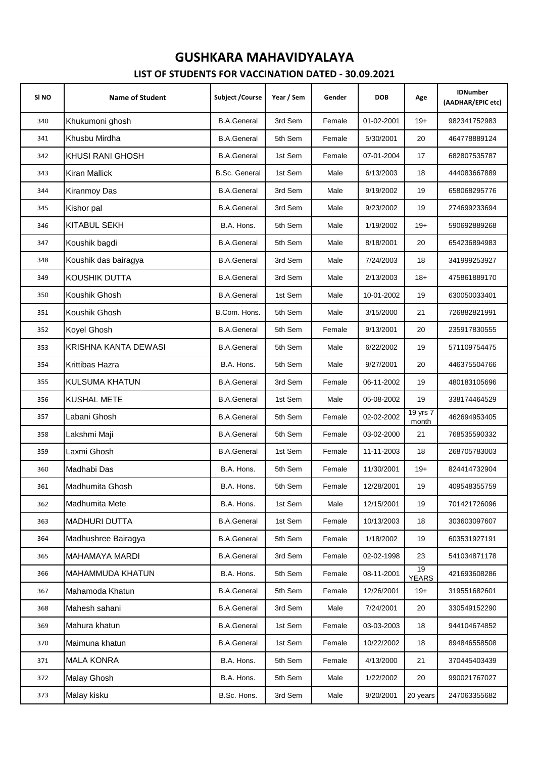# GUSHKARA MAHAVIDYALAYA

## LIST OF STUDENTS FOR VACCINATION DATED - 30.09.2021

| Sl NO | Name of Student | Subject /Course | Year / Sem | Gender | DOB | Age | IDNumber (AADHAR/EPIC etc) |
|---|---|---|---|---|---|---|---|
| 340 | Khukumoni ghosh | B.A.General | 3rd Sem | Female | 01-02-2001 | 19+ | 982341752983 |
| 341 | Khusbu Mirdha | B.A.General | 5th Sem | Female | 5/30/2001 | 20 | 464778889124 |
| 342 | KHUSI RANI GHOSH | B.A.General | 1st Sem | Female | 07-01-2004 | 17 | 682807535787 |
| 343 | Kiran Mallick | B.Sc. General | 1st Sem | Male | 6/13/2003 | 18 | 444083667889 |
| 344 | Kiranmoy Das | B.A.General | 3rd Sem | Male | 9/19/2002 | 19 | 658068295776 |
| 345 | Kishor pal | B.A.General | 3rd Sem | Male | 9/23/2002 | 19 | 274699233694 |
| 346 | KITABUL SEKH | B.A. Hons. | 5th Sem | Male | 1/19/2002 | 19+ | 590692889268 |
| 347 | Koushik bagdi | B.A.General | 5th Sem | Male | 8/18/2001 | 20 | 654236894983 |
| 348 | Koushik das bairagya | B.A.General | 3rd Sem | Male | 7/24/2003 | 18 | 341999253927 |
| 349 | KOUSHIK DUTTA | B.A.General | 3rd Sem | Male | 2/13/2003 | 18+ | 475861889170 |
| 350 | Koushik Ghosh | B.A.General | 1st Sem | Male | 10-01-2002 | 19 | 630050033401 |
| 351 | Koushik Ghosh | B.Com. Hons. | 5th Sem | Male | 3/15/2000 | 21 | 726882821991 |
| 352 | Koyel Ghosh | B.A.General | 5th Sem | Female | 9/13/2001 | 20 | 235917830555 |
| 353 | KRISHNA KANTA DEWASI | B.A.General | 5th Sem | Male | 6/22/2002 | 19 | 571109754475 |
| 354 | Krittibas Hazra | B.A. Hons. | 5th Sem | Male | 9/27/2001 | 20 | 446375504766 |
| 355 | KULSUMA KHATUN | B.A.General | 3rd Sem | Female | 06-11-2002 | 19 | 480183105696 |
| 356 | KUSHAL METE | B.A.General | 1st Sem | Male | 05-08-2002 | 19 | 338174464529 |
| 357 | Labani Ghosh | B.A.General | 5th Sem | Female | 02-02-2002 | 19 yrs 7 month | 462694953405 |
| 358 | Lakshmi Maji | B.A.General | 5th Sem | Female | 03-02-2000 | 21 | 768535590332 |
| 359 | Laxmi Ghosh | B.A.General | 1st Sem | Female | 11-11-2003 | 18 | 268705783003 |
| 360 | Madhabi Das | B.A. Hons. | 5th Sem | Female | 11/30/2001 | 19+ | 824414732904 |
| 361 | Madhumita Ghosh | B.A. Hons. | 5th Sem | Female | 12/28/2001 | 19 | 409548355759 |
| 362 | Madhumita Mete | B.A. Hons. | 1st Sem | Male | 12/15/2001 | 19 | 701421726096 |
| 363 | MADHURI DUTTA | B.A.General | 1st Sem | Female | 10/13/2003 | 18 | 303603097607 |
| 364 | Madhushree Bairagya | B.A.General | 5th Sem | Female | 1/18/2002 | 19 | 603531927191 |
| 365 | MAHAMAYA MARDI | B.A.General | 3rd Sem | Female | 02-02-1998 | 23 | 541034871178 |
| 366 | MAHAMMUDA KHATUN | B.A. Hons. | 5th Sem | Female | 08-11-2001 | 19 YEARS | 421693608286 |
| 367 | Mahamoda Khatun | B.A.General | 5th Sem | Female | 12/26/2001 | 19+ | 319551682601 |
| 368 | Mahesh sahani | B.A.General | 3rd Sem | Male | 7/24/2001 | 20 | 330549152290 |
| 369 | Mahura khatun | B.A.General | 1st Sem | Female | 03-03-2003 | 18 | 944104674852 |
| 370 | Maimuna khatun | B.A.General | 1st Sem | Female | 10/22/2002 | 18 | 894846558508 |
| 371 | MALA KONRA | B.A. Hons. | 5th Sem | Female | 4/13/2000 | 21 | 370445403439 |
| 372 | Malay Ghosh | B.A. Hons. | 5th Sem | Male | 1/22/2002 | 20 | 990021767027 |
| 373 | Malay kisku | B.Sc. Hons. | 3rd Sem | Male | 9/20/2001 | 20 years | 247063355682 |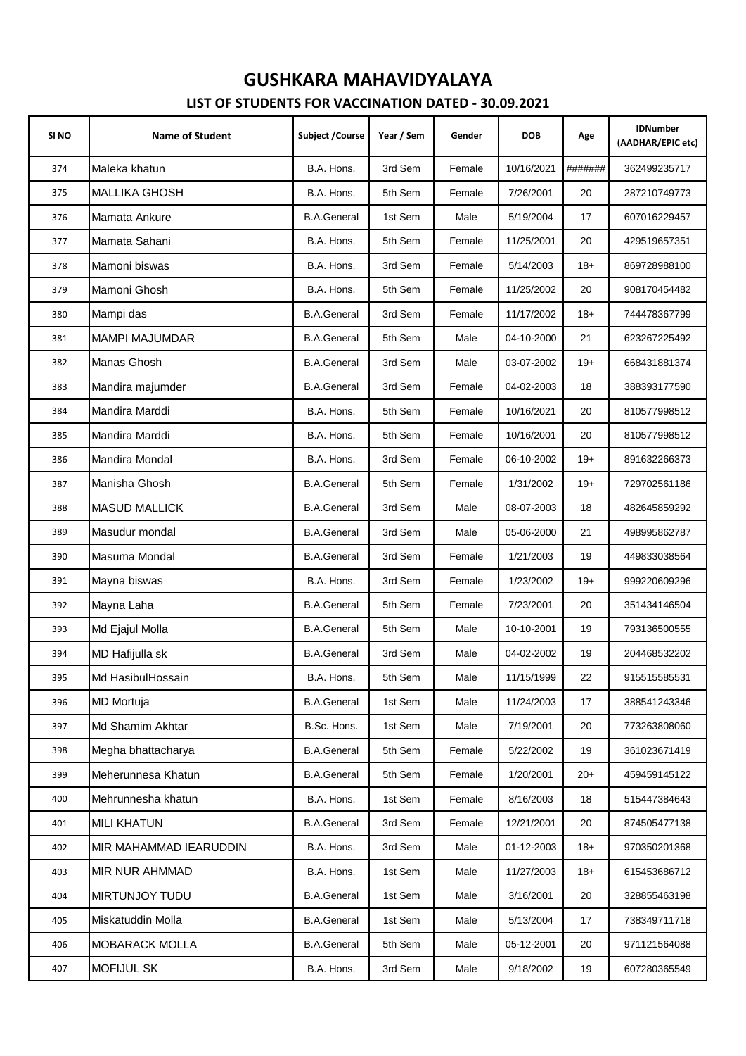# GUSHKARA MAHAVIDYALAYA

## LIST OF STUDENTS FOR VACCINATION DATED - 30.09.2021

| Sl NO | Name of Student | Subject /Course | Year / Sem | Gender | DOB | Age | IDNumber (AADHAR/EPIC etc) |
|---|---|---|---|---|---|---|---|
| 374 | Maleka khatun | B.A. Hons. | 3rd Sem | Female | 10/16/2021 | ####### | 362499235717 |
| 375 | MALLIKA GHOSH | B.A. Hons. | 5th Sem | Female | 7/26/2001 | 20 | 287210749773 |
| 376 | Mamata Ankure | B.A.General | 1st Sem | Male | 5/19/2004 | 17 | 607016229457 |
| 377 | Mamata Sahani | B.A. Hons. | 5th Sem | Female | 11/25/2001 | 20 | 429519657351 |
| 378 | Mamoni biswas | B.A. Hons. | 3rd Sem | Female | 5/14/2003 | 18+ | 869728988100 |
| 379 | Mamoni Ghosh | B.A. Hons. | 5th Sem | Female | 11/25/2002 | 20 | 908170454482 |
| 380 | Mampi das | B.A.General | 3rd Sem | Female | 11/17/2002 | 18+ | 744478367799 |
| 381 | MAMPI MAJUMDAR | B.A.General | 5th Sem | Male | 04-10-2000 | 21 | 623267225492 |
| 382 | Manas Ghosh | B.A.General | 3rd Sem | Male | 03-07-2002 | 19+ | 668431881374 |
| 383 | Mandira majumder | B.A.General | 3rd Sem | Female | 04-02-2003 | 18 | 388393177590 |
| 384 | Mandira Marddi | B.A. Hons. | 5th Sem | Female | 10/16/2021 | 20 | 810577998512 |
| 385 | Mandira Marddi | B.A. Hons. | 5th Sem | Female | 10/16/2001 | 20 | 810577998512 |
| 386 | Mandira Mondal | B.A. Hons. | 3rd Sem | Female | 06-10-2002 | 19+ | 891632266373 |
| 387 | Manisha Ghosh | B.A.General | 5th Sem | Female | 1/31/2002 | 19+ | 729702561186 |
| 388 | MASUD MALLICK | B.A.General | 3rd Sem | Male | 08-07-2003 | 18 | 482645859292 |
| 389 | Masudur mondal | B.A.General | 3rd Sem | Male | 05-06-2000 | 21 | 498995862787 |
| 390 | Masuma Mondal | B.A.General | 3rd Sem | Female | 1/21/2003 | 19 | 449833038564 |
| 391 | Mayna biswas | B.A. Hons. | 3rd Sem | Female | 1/23/2002 | 19+ | 999220609296 |
| 392 | Mayna Laha | B.A.General | 5th Sem | Female | 7/23/2001 | 20 | 351434146504 |
| 393 | Md Ejajul Molla | B.A.General | 5th Sem | Male | 10-10-2001 | 19 | 793136500555 |
| 394 | MD Hafijulla sk | B.A.General | 3rd Sem | Male | 04-02-2002 | 19 | 204468532202 |
| 395 | Md HasibulHossain | B.A. Hons. | 5th Sem | Male | 11/15/1999 | 22 | 915515585531 |
| 396 | MD Mortuja | B.A.General | 1st Sem | Male | 11/24/2003 | 17 | 388541243346 |
| 397 | Md Shamim Akhtar | B.Sc. Hons. | 1st Sem | Male | 7/19/2001 | 20 | 773263808060 |
| 398 | Megha bhattacharya | B.A.General | 5th Sem | Female | 5/22/2002 | 19 | 361023671419 |
| 399 | Meherunnesa Khatun | B.A.General | 5th Sem | Female | 1/20/2001 | 20+ | 459459145122 |
| 400 | Mehrunnesha khatun | B.A. Hons. | 1st Sem | Female | 8/16/2003 | 18 | 515447384643 |
| 401 | MILI KHATUN | B.A.General | 3rd Sem | Female | 12/21/2001 | 20 | 874505477138 |
| 402 | MIR MAHAMMAD IEARUDDIN | B.A. Hons. | 3rd Sem | Male | 01-12-2003 | 18+ | 970350201368 |
| 403 | MIR NUR AHMMAD | B.A. Hons. | 1st Sem | Male | 11/27/2003 | 18+ | 615453686712 |
| 404 | MIRTUNJOY TUDU | B.A.General | 1st Sem | Male | 3/16/2001 | 20 | 328855463198 |
| 405 | Miskatuddin Molla | B.A.General | 1st Sem | Male | 5/13/2004 | 17 | 738349711718 |
| 406 | MOBARACK MOLLA | B.A.General | 5th Sem | Male | 05-12-2001 | 20 | 971121564088 |
| 407 | MOFIJUL SK | B.A. Hons. | 3rd Sem | Male | 9/18/2002 | 19 | 607280365549 |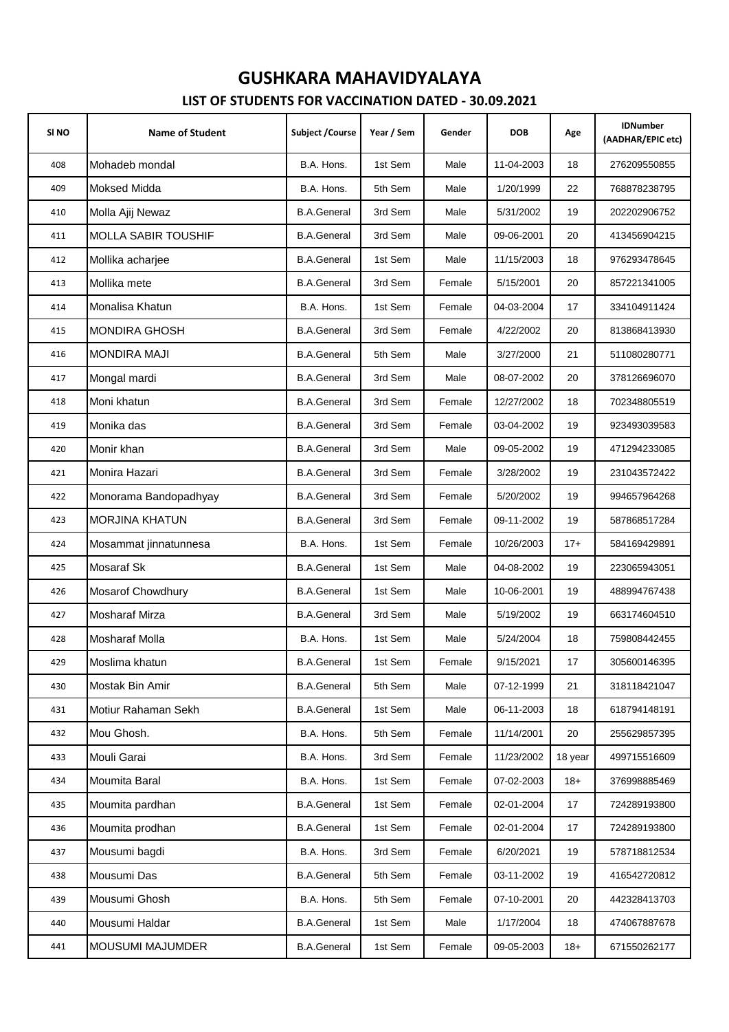# GUSHKARA MAHAVIDYALAYA

## LIST OF STUDENTS FOR VACCINATION DATED - 30.09.2021

| Sl NO | Name of Student | Subject /Course | Year / Sem | Gender | DOB | Age | IDNumber (AADHAR/EPIC etc) |
|---|---|---|---|---|---|---|---|
| 408 | Mohadeb mondal | B.A. Hons. | 1st Sem | Male | 11-04-2003 | 18 | 276209550855 |
| 409 | Moksed Midda | B.A. Hons. | 5th Sem | Male | 1/20/1999 | 22 | 768878238795 |
| 410 | Molla Ajij Newaz | B.A.General | 3rd Sem | Male | 5/31/2002 | 19 | 202202906752 |
| 411 | MOLLA SABIR TOUSHIF | B.A.General | 3rd Sem | Male | 09-06-2001 | 20 | 413456904215 |
| 412 | Mollika acharjee | B.A.General | 1st Sem | Male | 11/15/2003 | 18 | 976293478645 |
| 413 | Mollika mete | B.A.General | 3rd Sem | Female | 5/15/2001 | 20 | 857221341005 |
| 414 | Monalisa Khatun | B.A. Hons. | 1st Sem | Female | 04-03-2004 | 17 | 334104911424 |
| 415 | MONDIRA GHOSH | B.A.General | 3rd Sem | Female | 4/22/2002 | 20 | 813868413930 |
| 416 | MONDIRA MAJI | B.A.General | 5th Sem | Male | 3/27/2000 | 21 | 511080280771 |
| 417 | Mongal mardi | B.A.General | 3rd Sem | Male | 08-07-2002 | 20 | 378126696070 |
| 418 | Moni khatun | B.A.General | 3rd Sem | Female | 12/27/2002 | 18 | 702348805519 |
| 419 | Monika das | B.A.General | 3rd Sem | Female | 03-04-2002 | 19 | 923493039583 |
| 420 | Monir khan | B.A.General | 3rd Sem | Male | 09-05-2002 | 19 | 471294233085 |
| 421 | Monira Hazari | B.A.General | 3rd Sem | Female | 3/28/2002 | 19 | 231043572422 |
| 422 | Monorama Bandopadhyay | B.A.General | 3rd Sem | Female | 5/20/2002 | 19 | 994657964268 |
| 423 | MORJINA KHATUN | B.A.General | 3rd Sem | Female | 09-11-2002 | 19 | 587868517284 |
| 424 | Mosammat jinnatunnesa | B.A. Hons. | 1st Sem | Female | 10/26/2003 | 17+ | 584169429891 |
| 425 | Mosaraf Sk | B.A.General | 1st Sem | Male | 04-08-2002 | 19 | 223065943051 |
| 426 | Mosarof Chowdhury | B.A.General | 1st Sem | Male | 10-06-2001 | 19 | 488994767438 |
| 427 | Mosharaf Mirza | B.A.General | 3rd Sem | Male | 5/19/2002 | 19 | 663174604510 |
| 428 | Mosharaf Molla | B.A. Hons. | 1st Sem | Male | 5/24/2004 | 18 | 759808442455 |
| 429 | Moslima khatun | B.A.General | 1st Sem | Female | 9/15/2021 | 17 | 305600146395 |
| 430 | Mostak Bin Amir | B.A.General | 5th Sem | Male | 07-12-1999 | 21 | 318118421047 |
| 431 | Motiur Rahaman Sekh | B.A.General | 1st Sem | Male | 06-11-2003 | 18 | 618794148191 |
| 432 | Mou Ghosh. | B.A. Hons. | 5th Sem | Female | 11/14/2001 | 20 | 255629857395 |
| 433 | Mouli Garai | B.A. Hons. | 3rd Sem | Female | 11/23/2002 | 18 year | 499715516609 |
| 434 | Moumita Baral | B.A. Hons. | 1st Sem | Female | 07-02-2003 | 18+ | 376998885469 |
| 435 | Moumita pardhan | B.A.General | 1st Sem | Female | 02-01-2004 | 17 | 724289193800 |
| 436 | Moumita prodhan | B.A.General | 1st Sem | Female | 02-01-2004 | 17 | 724289193800 |
| 437 | Mousumi bagdi | B.A. Hons. | 3rd Sem | Female | 6/20/2021 | 19 | 578718812534 |
| 438 | Mousumi Das | B.A.General | 5th Sem | Female | 03-11-2002 | 19 | 416542720812 |
| 439 | Mousumi Ghosh | B.A. Hons. | 5th Sem | Female | 07-10-2001 | 20 | 442328413703 |
| 440 | Mousumi Haldar | B.A.General | 1st Sem | Male | 1/17/2004 | 18 | 474067887678 |
| 441 | MOUSUMI MAJUMDER | B.A.General | 1st Sem | Female | 09-05-2003 | 18+ | 671550262177 |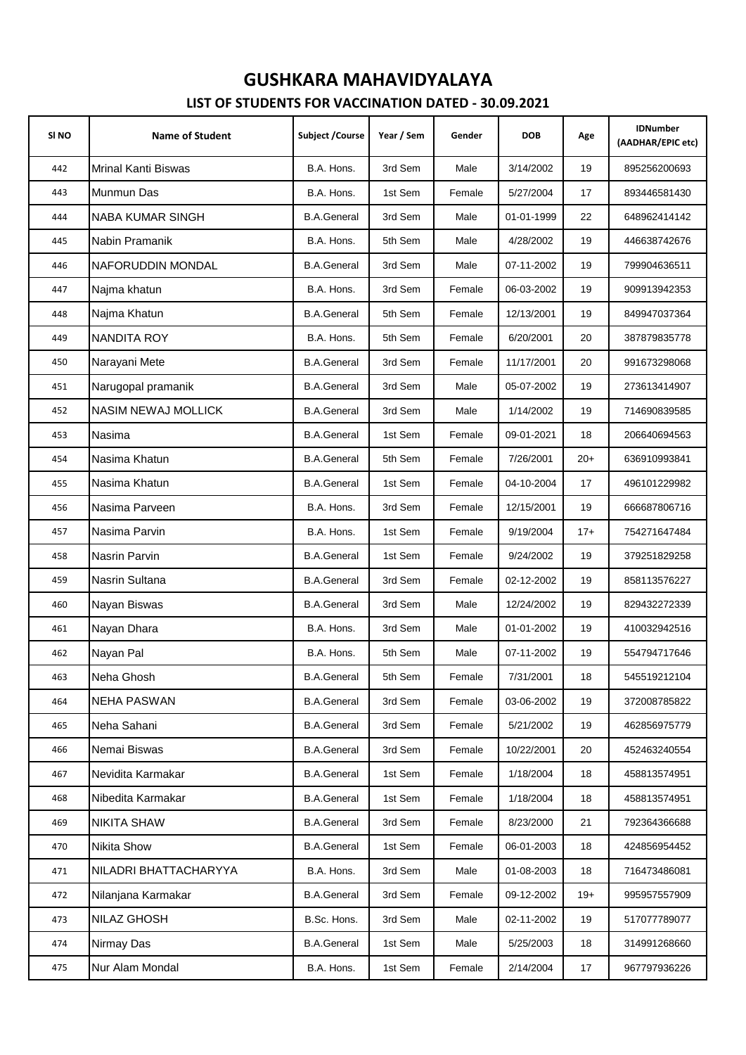# GUSHKARA MAHAVIDYALAYA

## LIST OF STUDENTS FOR VACCINATION DATED - 30.09.2021

| Sl NO | Name of Student | Subject /Course | Year / Sem | Gender | DOB | Age | IDNumber (AADHAR/EPIC etc) |
|---|---|---|---|---|---|---|---|
| 442 | Mrinal Kanti Biswas | B.A. Hons. | 3rd Sem | Male | 3/14/2002 | 19 | 895256200693 |
| 443 | Munmun Das | B.A. Hons. | 1st Sem | Female | 5/27/2004 | 17 | 893446581430 |
| 444 | NABA KUMAR SINGH | B.A.General | 3rd Sem | Male | 01-01-1999 | 22 | 648962414142 |
| 445 | Nabin Pramanik | B.A. Hons. | 5th Sem | Male | 4/28/2002 | 19 | 446638742676 |
| 446 | NAFORUDDIN MONDAL | B.A.General | 3rd Sem | Male | 07-11-2002 | 19 | 799904636511 |
| 447 | Najma khatun | B.A. Hons. | 3rd Sem | Female | 06-03-2002 | 19 | 909913942353 |
| 448 | Najma Khatun | B.A.General | 5th Sem | Female | 12/13/2001 | 19 | 849947037364 |
| 449 | NANDITA ROY | B.A. Hons. | 5th Sem | Female | 6/20/2001 | 20 | 387879835778 |
| 450 | Narayani Mete | B.A.General | 3rd Sem | Female | 11/17/2001 | 20 | 991673298068 |
| 451 | Narugopal pramanik | B.A.General | 3rd Sem | Male | 05-07-2002 | 19 | 273613414907 |
| 452 | NASIM NEWAJ MOLLICK | B.A.General | 3rd Sem | Male | 1/14/2002 | 19 | 714690839585 |
| 453 | Nasima | B.A.General | 1st Sem | Female | 09-01-2021 | 18 | 206640694563 |
| 454 | Nasima Khatun | B.A.General | 5th Sem | Female | 7/26/2001 | 20+ | 636910993841 |
| 455 | Nasima Khatun | B.A.General | 1st Sem | Female | 04-10-2004 | 17 | 496101229982 |
| 456 | Nasima Parveen | B.A. Hons. | 3rd Sem | Female | 12/15/2001 | 19 | 666687806716 |
| 457 | Nasima Parvin | B.A. Hons. | 1st Sem | Female | 9/19/2004 | 17+ | 754271647484 |
| 458 | Nasrin Parvin | B.A.General | 1st Sem | Female | 9/24/2002 | 19 | 379251829258 |
| 459 | Nasrin Sultana | B.A.General | 3rd Sem | Female | 02-12-2002 | 19 | 858113576227 |
| 460 | Nayan Biswas | B.A.General | 3rd Sem | Male | 12/24/2002 | 19 | 829432272339 |
| 461 | Nayan Dhara | B.A. Hons. | 3rd Sem | Male | 01-01-2002 | 19 | 410032942516 |
| 462 | Nayan Pal | B.A. Hons. | 5th Sem | Male | 07-11-2002 | 19 | 554794717646 |
| 463 | Neha Ghosh | B.A.General | 5th Sem | Female | 7/31/2001 | 18 | 545519212104 |
| 464 | NEHA PASWAN | B.A.General | 3rd Sem | Female | 03-06-2002 | 19 | 372008785822 |
| 465 | Neha Sahani | B.A.General | 3rd Sem | Female | 5/21/2002 | 19 | 462856975779 |
| 466 | Nemai Biswas | B.A.General | 3rd Sem | Female | 10/22/2001 | 20 | 452463240554 |
| 467 | Nevidita Karmakar | B.A.General | 1st Sem | Female | 1/18/2004 | 18 | 458813574951 |
| 468 | Nibedita Karmakar | B.A.General | 1st Sem | Female | 1/18/2004 | 18 | 458813574951 |
| 469 | NIKITA SHAW | B.A.General | 3rd Sem | Female | 8/23/2000 | 21 | 792364366688 |
| 470 | Nikita Show | B.A.General | 1st Sem | Female | 06-01-2003 | 18 | 424856954452 |
| 471 | NILADRI BHATTACHARYYA | B.A. Hons. | 3rd Sem | Male | 01-08-2003 | 18 | 716473486081 |
| 472 | Nilanjana Karmakar | B.A.General | 3rd Sem | Female | 09-12-2002 | 19+ | 995957557909 |
| 473 | NILAZ GHOSH | B.Sc. Hons. | 3rd Sem | Male | 02-11-2002 | 19 | 517077789077 |
| 474 | Nirmay Das | B.A.General | 1st Sem | Male | 5/25/2003 | 18 | 314991268660 |
| 475 | Nur Alam Mondal | B.A. Hons. | 1st Sem | Female | 2/14/2004 | 17 | 967797936226 |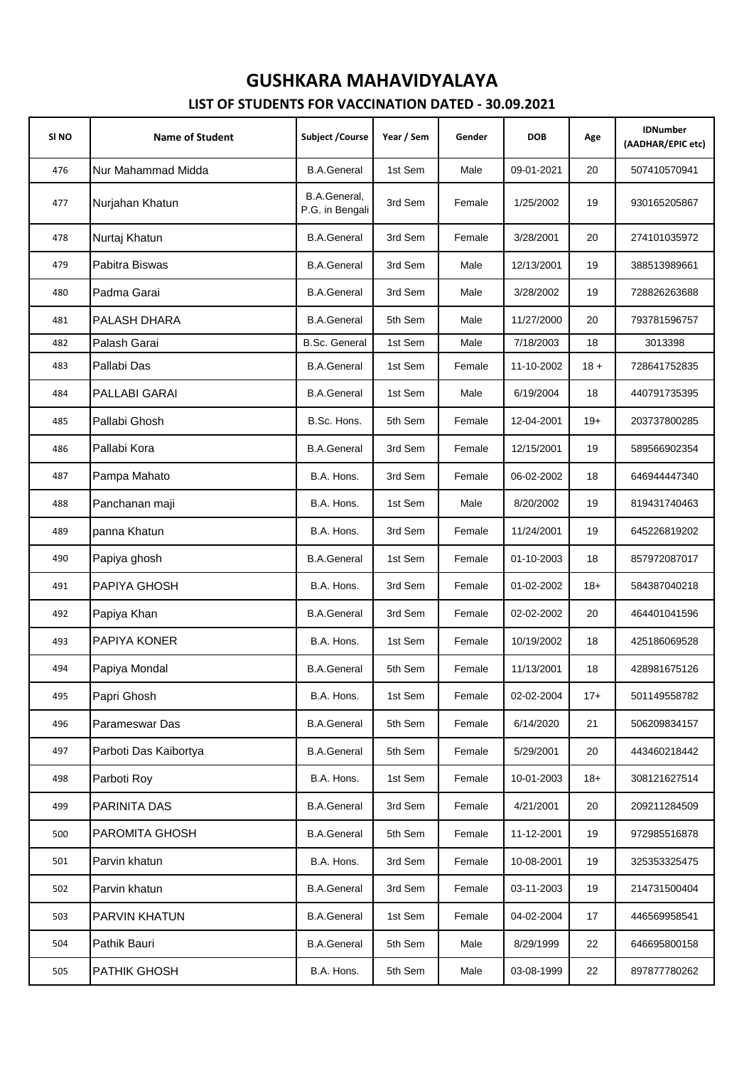# GUSHKARA MAHAVIDYALAYA

## LIST OF STUDENTS FOR VACCINATION DATED - 30.09.2021

| Sl NO | Name of Student | Subject /Course | Year / Sem | Gender | DOB | Age | IDNumber (AADHAR/EPIC etc) |
|---|---|---|---|---|---|---|---|
| 476 | Nur Mahammad Midda | B.A.General | 1st Sem | Male | 09-01-2021 | 20 | 507410570941 |
| 477 | Nurjahan Khatun | B.A.General, P.G. in Bengali | 3rd Sem | Female | 1/25/2002 | 19 | 930165205867 |
| 478 | Nurtaj Khatun | B.A.General | 3rd Sem | Female | 3/28/2001 | 20 | 274101035972 |
| 479 | Pabitra Biswas | B.A.General | 3rd Sem | Male | 12/13/2001 | 19 | 388513989661 |
| 480 | Padma Garai | B.A.General | 3rd Sem | Male | 3/28/2002 | 19 | 728826263688 |
| 481 | PALASH DHARA | B.A.General | 5th Sem | Male | 11/27/2000 | 20 | 793781596757 |
| 482 | Palash Garai | B.Sc. General | 1st Sem | Male | 7/18/2003 | 18 | 3013398 |
| 483 | Pallabi Das | B.A.General | 1st Sem | Female | 11-10-2002 | 18 + | 728641752835 |
| 484 | PALLABI GARAI | B.A.General | 1st Sem | Male | 6/19/2004 | 18 | 440791735395 |
| 485 | Pallabi Ghosh | B.Sc. Hons. | 5th Sem | Female | 12-04-2001 | 19+ | 203737800285 |
| 486 | Pallabi Kora | B.A.General | 3rd Sem | Female | 12/15/2001 | 19 | 589566902354 |
| 487 | Pampa Mahato | B.A. Hons. | 3rd Sem | Female | 06-02-2002 | 18 | 646944447340 |
| 488 | Panchanan maji | B.A. Hons. | 1st Sem | Male | 8/20/2002 | 19 | 819431740463 |
| 489 | panna Khatun | B.A. Hons. | 3rd Sem | Female | 11/24/2001 | 19 | 645226819202 |
| 490 | Papiya ghosh | B.A.General | 1st Sem | Female | 01-10-2003 | 18 | 857972087017 |
| 491 | PAPIYA GHOSH | B.A. Hons. | 3rd Sem | Female | 01-02-2002 | 18+ | 584387040218 |
| 492 | Papiya Khan | B.A.General | 3rd Sem | Female | 02-02-2002 | 20 | 464401041596 |
| 493 | PAPIYA KONER | B.A. Hons. | 1st Sem | Female | 10/19/2002 | 18 | 425186069528 |
| 494 | Papiya Mondal | B.A.General | 5th Sem | Female | 11/13/2001 | 18 | 428981675126 |
| 495 | Papri Ghosh | B.A. Hons. | 1st Sem | Female | 02-02-2004 | 17+ | 501149558782 |
| 496 | Parameswar Das | B.A.General | 5th Sem | Female | 6/14/2020 | 21 | 506209834157 |
| 497 | Parboti Das Kaibortya | B.A.General | 5th Sem | Female | 5/29/2001 | 20 | 443460218442 |
| 498 | Parboti Roy | B.A. Hons. | 1st Sem | Female | 10-01-2003 | 18+ | 308121627514 |
| 499 | PARINITA DAS | B.A.General | 3rd Sem | Female | 4/21/2001 | 20 | 209211284509 |
| 500 | PAROMITA GHOSH | B.A.General | 5th Sem | Female | 11-12-2001 | 19 | 972985516878 |
| 501 | Parvin khatun | B.A. Hons. | 3rd Sem | Female | 10-08-2001 | 19 | 325353325475 |
| 502 | Parvin khatun | B.A.General | 3rd Sem | Female | 03-11-2003 | 19 | 214731500404 |
| 503 | PARVIN KHATUN | B.A.General | 1st Sem | Female | 04-02-2004 | 17 | 446569958541 |
| 504 | Pathik Bauri | B.A.General | 5th Sem | Male | 8/29/1999 | 22 | 646695800158 |
| 505 | PATHIK GHOSH | B.A. Hons. | 5th Sem | Male | 03-08-1999 | 22 | 897877780262 |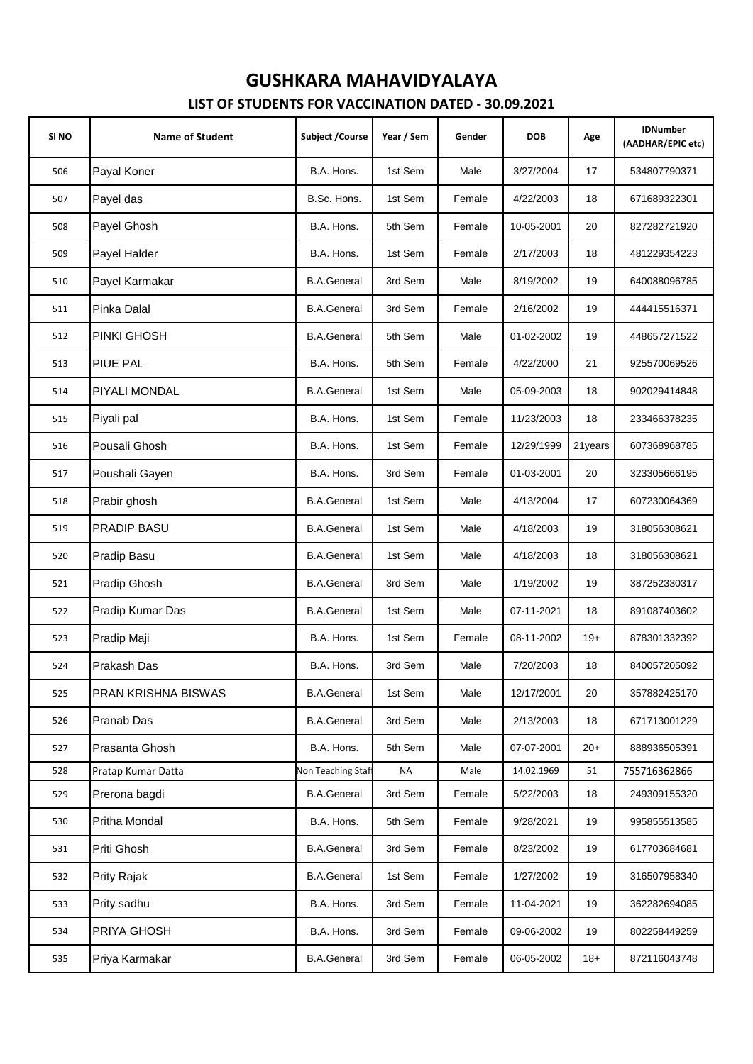# GUSHKARA MAHAVIDYALAYA

## LIST OF STUDENTS FOR VACCINATION DATED - 30.09.2021

| Sl NO | Name of Student | Subject /Course | Year / Sem | Gender | DOB | Age | IDNumber (AADHAR/EPIC etc) |
|---|---|---|---|---|---|---|---|
| 506 | Payal Koner | B.A. Hons. | 1st Sem | Male | 3/27/2004 | 17 | 534807790371 |
| 507 | Payel das | B.Sc. Hons. | 1st Sem | Female | 4/22/2003 | 18 | 671689322301 |
| 508 | Payel Ghosh | B.A. Hons. | 5th Sem | Female | 10-05-2001 | 20 | 827282721920 |
| 509 | Payel Halder | B.A. Hons. | 1st Sem | Female | 2/17/2003 | 18 | 481229354223 |
| 510 | Payel Karmakar | B.A.General | 3rd Sem | Male | 8/19/2002 | 19 | 640088096785 |
| 511 | Pinka Dalal | B.A.General | 3rd Sem | Female | 2/16/2002 | 19 | 444415516371 |
| 512 | PINKI GHOSH | B.A.General | 5th Sem | Male | 01-02-2002 | 19 | 448657271522 |
| 513 | PIUE PAL | B.A. Hons. | 5th Sem | Female | 4/22/2000 | 21 | 925570069526 |
| 514 | PIYALI MONDAL | B.A.General | 1st Sem | Male | 05-09-2003 | 18 | 902029414848 |
| 515 | Piyali pal | B.A. Hons. | 1st Sem | Female | 11/23/2003 | 18 | 233466378235 |
| 516 | Pousali Ghosh | B.A. Hons. | 1st Sem | Female | 12/29/1999 | 21years | 607368968785 |
| 517 | Poushali Gayen | B.A. Hons. | 3rd Sem | Female | 01-03-2001 | 20 | 323305666195 |
| 518 | Prabir ghosh | B.A.General | 1st Sem | Male | 4/13/2004 | 17 | 607230064369 |
| 519 | PRADIP BASU | B.A.General | 1st Sem | Male | 4/18/2003 | 19 | 318056308621 |
| 520 | Pradip Basu | B.A.General | 1st Sem | Male | 4/18/2003 | 18 | 318056308621 |
| 521 | Pradip Ghosh | B.A.General | 3rd Sem | Male | 1/19/2002 | 19 | 387252330317 |
| 522 | Pradip Kumar Das | B.A.General | 1st Sem | Male | 07-11-2021 | 18 | 891087403602 |
| 523 | Pradip Maji | B.A. Hons. | 1st Sem | Female | 08-11-2002 | 19+ | 878301332392 |
| 524 | Prakash Das | B.A. Hons. | 3rd Sem | Male | 7/20/2003 | 18 | 840057205092 |
| 525 | PRAN KRISHNA BISWAS | B.A.General | 1st Sem | Male | 12/17/2001 | 20 | 357882425170 |
| 526 | Pranab Das | B.A.General | 3rd Sem | Male | 2/13/2003 | 18 | 671713001229 |
| 527 | Prasanta Ghosh | B.A. Hons. | 5th Sem | Male | 07-07-2001 | 20+ | 888936505391 |
| 528 | Pratap Kumar Datta | Non Teaching Staff | NA | Male | 14.02.1969 | 51 | 755716362866 |
| 529 | Prerona bagdi | B.A.General | 3rd Sem | Female | 5/22/2003 | 18 | 249309155320 |
| 530 | Pritha Mondal | B.A. Hons. | 5th Sem | Female | 9/28/2021 | 19 | 995855513585 |
| 531 | Priti Ghosh | B.A.General | 3rd Sem | Female | 8/23/2002 | 19 | 617703684681 |
| 532 | Prity Rajak | B.A.General | 1st Sem | Female | 1/27/2002 | 19 | 316507958340 |
| 533 | Prity sadhu | B.A. Hons. | 3rd Sem | Female | 11-04-2021 | 19 | 362282694085 |
| 534 | PRIYA GHOSH | B.A. Hons. | 3rd Sem | Female | 09-06-2002 | 19 | 802258449259 |
| 535 | Priya Karmakar | B.A.General | 3rd Sem | Female | 06-05-2002 | 18+ | 872116043748 |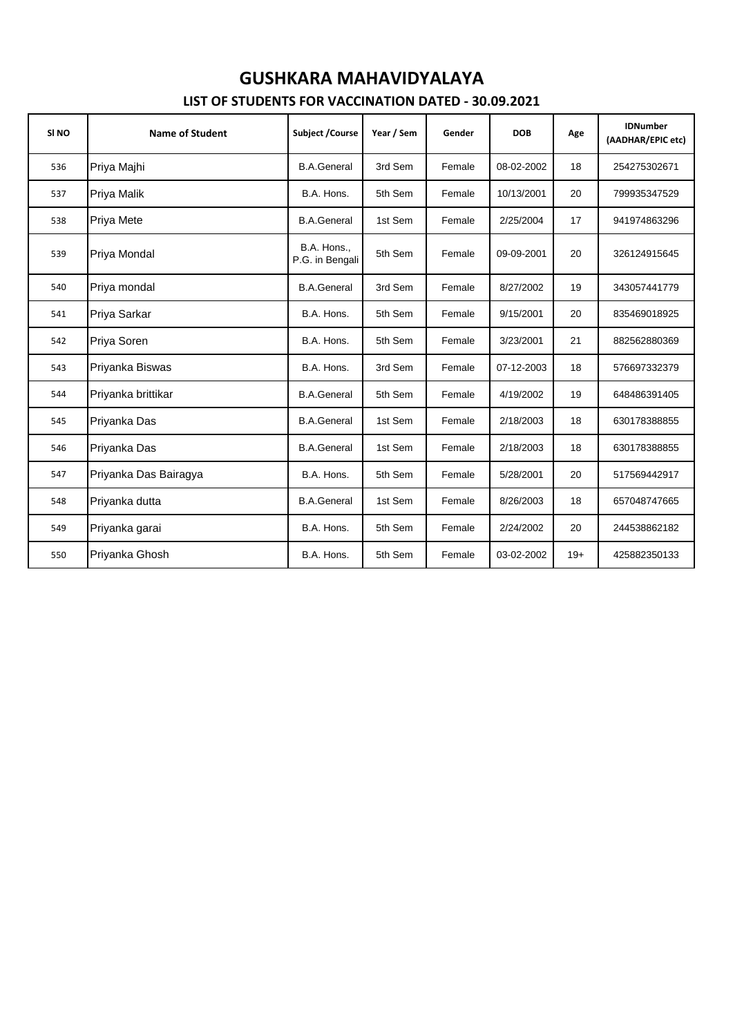# GUSHKARA MAHAVIDYALAYA

## LIST OF STUDENTS FOR VACCINATION DATED - 30.09.2021

| Sl NO | Name of Student | Subject /Course | Year / Sem | Gender | DOB | Age | IDNumber (AADHAR/EPIC etc) |
|---|---|---|---|---|---|---|---|
| 536 | Priya Majhi | B.A.General | 3rd Sem | Female | 08-02-2002 | 18 | 254275302671 |
| 537 | Priya Malik | B.A. Hons. | 5th Sem | Female | 10/13/2001 | 20 | 799935347529 |
| 538 | Priya Mete | B.A.General | 1st Sem | Female | 2/25/2004 | 17 | 941974863296 |
| 539 | Priya Mondal | B.A. Hons., P.G. in Bengali | 5th Sem | Female | 09-09-2001 | 20 | 326124915645 |
| 540 | Priya mondal | B.A.General | 3rd Sem | Female | 8/27/2002 | 19 | 343057441779 |
| 541 | Priya Sarkar | B.A. Hons. | 5th Sem | Female | 9/15/2001 | 20 | 835469018925 |
| 542 | Priya Soren | B.A. Hons. | 5th Sem | Female | 3/23/2001 | 21 | 882562880369 |
| 543 | Priyanka Biswas | B.A. Hons. | 3rd Sem | Female | 07-12-2003 | 18 | 576697332379 |
| 544 | Priyanka brittikar | B.A.General | 5th Sem | Female | 4/19/2002 | 19 | 648486391405 |
| 545 | Priyanka Das | B.A.General | 1st Sem | Female | 2/18/2003 | 18 | 630178388855 |
| 546 | Priyanka Das | B.A.General | 1st Sem | Female | 2/18/2003 | 18 | 630178388855 |
| 547 | Priyanka Das Bairagya | B.A. Hons. | 5th Sem | Female | 5/28/2001 | 20 | 517569442917 |
| 548 | Priyanka dutta | B.A.General | 1st Sem | Female | 8/26/2003 | 18 | 657048747665 |
| 549 | Priyanka garai | B.A. Hons. | 5th Sem | Female | 2/24/2002 | 20 | 244538862182 |
| 550 | Priyanka Ghosh | B.A. Hons. | 5th Sem | Female | 03-02-2002 | 19+ | 425882350133 |